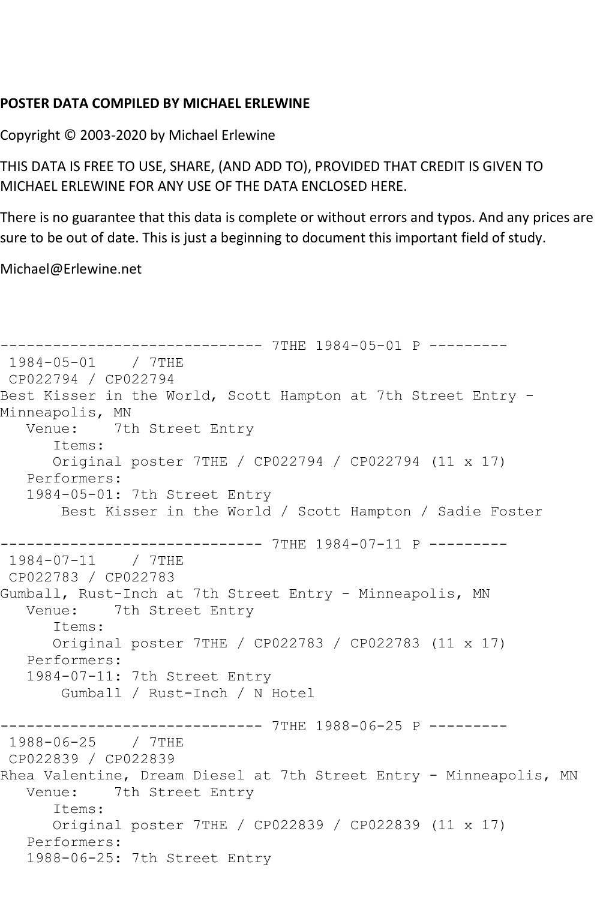**POSTER DATA COMPILED BY MICHAEL ERLEWINE**

Copyright © 2003-2020 by Michael Erlewine

THIS DATA IS FREE TO USE, SHARE, (AND ADD TO), PROVIDED THAT CREDIT IS GIVEN TO MICHAEL ERLEWINE FOR ANY USE OF THE DATA ENCLOSED HERE.

There is no guarantee that this data is complete or without errors and typos. And any prices are sure to be out of date. This is just a beginning to document this important field of study.

Michael@Erlewine.net

```
------------------------------ 7THE 1984-05-01 P ---------
 1984-05-01    / 7THE
 CP022794 / CP022794
Best Kisser in the World, Scott Hampton at 7th Street Entry -
Minneapolis, MN
   Venue:    7th Street Entry
      Items:
      Original poster 7THE / CP022794 / CP022794 (11 x 17)
   Performers:
   1984-05-01: 7th Street Entry
       Best Kisser in the World / Scott Hampton / Sadie Foster

------------------------------ 7THE 1984-07-11 P ---------
 1984-07-11    / 7THE
 CP022783 / CP022783
Gumball, Rust-Inch at 7th Street Entry - Minneapolis, MN
   Venue:    7th Street Entry
      Items:
      Original poster 7THE / CP022783 / CP022783 (11 x 17)
   Performers:
   1984-07-11: 7th Street Entry
       Gumball / Rust-Inch / N Hotel

------------------------------ 7THE 1988-06-25 P ---------
 1988-06-25    / 7THE
 CP022839 / CP022839
Rhea Valentine, Dream Diesel at 7th Street Entry - Minneapolis, MN
   Venue:    7th Street Entry
      Items:
      Original poster 7THE / CP022839 / CP022839 (11 x 17)
   Performers:
   1988-06-25: 7th Street Entry
```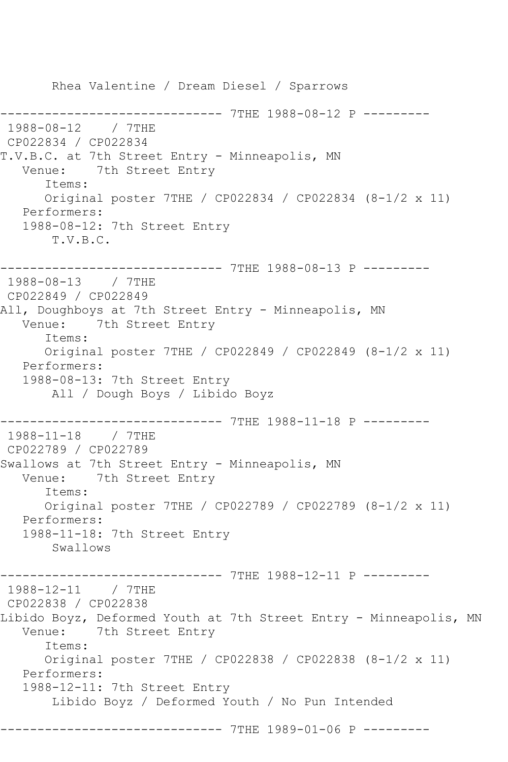Rhea Valentine / Dream Diesel / Sparrows

------------------------------ 7THE 1988-08-12 P ---------

1988-08-12 / 7THE

CP022834 / CP022834

T.V.B.C. at 7th Street Entry - Minneapolis, MN

Venue: 7th Street Entry

Items:

Original poster 7THE / CP022834 / CP022834 (8-1/2 x 11)

Performers:

1988-08-12: 7th Street Entry

T.V.B.C.

------------------------------ 7THE 1988-08-13 P ---------

1988-08-13 / 7THE

CP022849 / CP022849

All, Doughboys at 7th Street Entry - Minneapolis, MN

Venue: 7th Street Entry

Items:

Original poster 7THE / CP022849 / CP022849 (8-1/2 x 11)

Performers:

1988-08-13: 7th Street Entry

All / Dough Boys / Libido Boyz

------------------------------ 7THE 1988-11-18 P ---------

1988-11-18 / 7THE

CP022789 / CP022789

Swallows at 7th Street Entry - Minneapolis, MN

Venue: 7th Street Entry

Items:

Original poster 7THE / CP022789 / CP022789 (8-1/2 x 11)

Performers:

1988-11-18: 7th Street Entry

Swallows

------------------------------ 7THE 1988-12-11 P ---------

1988-12-11 / 7THE

CP022838 / CP022838

Libido Boyz, Deformed Youth at 7th Street Entry - Minneapolis, MN

Venue: 7th Street Entry

Items:

Original poster 7THE / CP022838 / CP022838 (8-1/2 x 11)

Performers:

1988-12-11: 7th Street Entry

Libido Boyz / Deformed Youth / No Pun Intended

------------------------------ 7THE 1989-01-06 P ---------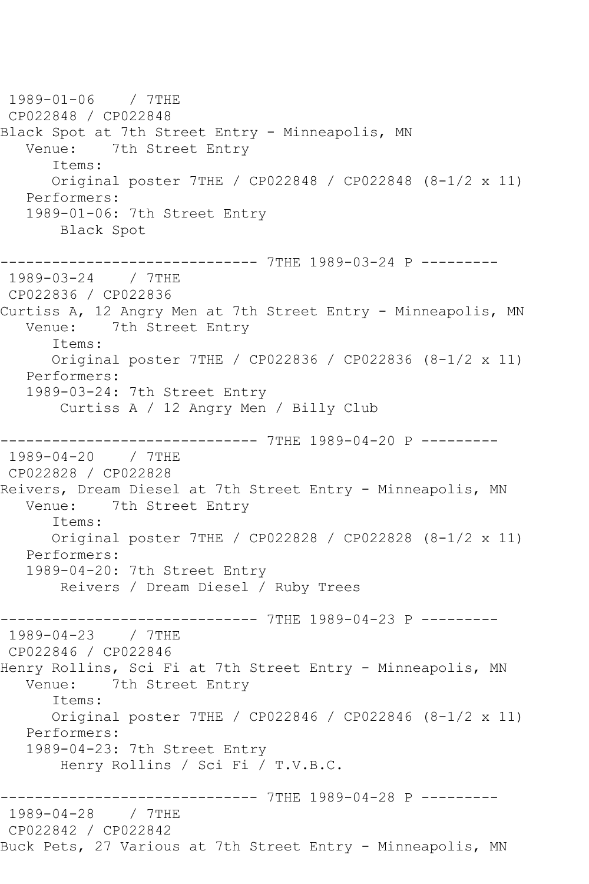1989-01-06    / 7THE
CP022848 / CP022848
Black Spot at 7th Street Entry - Minneapolis, MN
   Venue:    7th Street Entry
      Items:
      Original poster 7THE / CP022848 / CP022848 (8-1/2 x 11)
   Performers:
   1989-01-06: 7th Street Entry
       Black Spot

------------------------------ 7THE 1989-03-24 P ---------
1989-03-24    / 7THE
CP022836 / CP022836
Curtiss A, 12 Angry Men at 7th Street Entry - Minneapolis, MN
   Venue:    7th Street Entry
      Items:
      Original poster 7THE / CP022836 / CP022836 (8-1/2 x 11)
   Performers:
   1989-03-24: 7th Street Entry
       Curtiss A / 12 Angry Men / Billy Club

------------------------------ 7THE 1989-04-20 P ---------
1989-04-20    / 7THE
CP022828 / CP022828
Reivers, Dream Diesel at 7th Street Entry - Minneapolis, MN
   Venue:    7th Street Entry
      Items:
      Original poster 7THE / CP022828 / CP022828 (8-1/2 x 11)
   Performers:
   1989-04-20: 7th Street Entry
       Reivers / Dream Diesel / Ruby Trees

------------------------------ 7THE 1989-04-23 P ---------
1989-04-23    / 7THE
CP022846 / CP022846
Henry Rollins, Sci Fi at 7th Street Entry - Minneapolis, MN
   Venue:    7th Street Entry
      Items:
      Original poster 7THE / CP022846 / CP022846 (8-1/2 x 11)
   Performers:
   1989-04-23: 7th Street Entry
       Henry Rollins / Sci Fi / T.V.B.C.

------------------------------ 7THE 1989-04-28 P ---------
1989-04-28    / 7THE
CP022842 / CP022842
Buck Pets, 27 Various at 7th Street Entry - Minneapolis, MN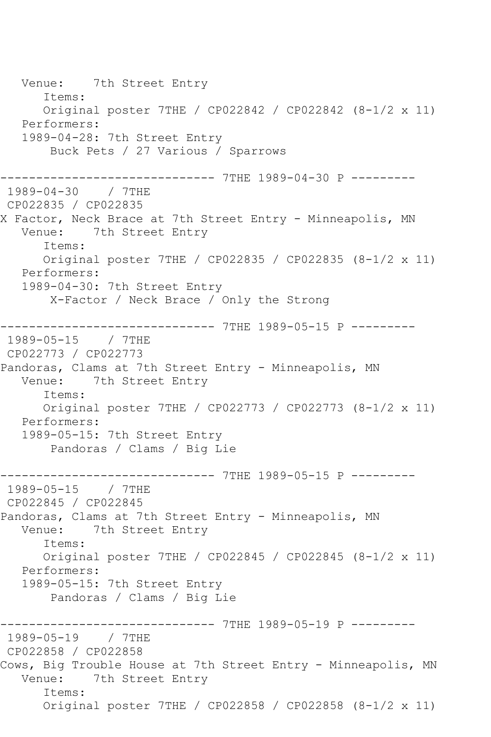```
   Venue:    7th Street Entry
      Items:
      Original poster 7THE / CP022842 / CP022842 (8-1/2 x 11)
   Performers:
   1989-04-28: 7th Street Entry
       Buck Pets / 27 Various / Sparrows

------------------------------ 7THE 1989-04-30 P ---------
 1989-04-30    / 7THE
 CP022835 / CP022835
X Factor, Neck Brace at 7th Street Entry - Minneapolis, MN
   Venue:    7th Street Entry
      Items:
      Original poster 7THE / CP022835 / CP022835 (8-1/2 x 11)
   Performers:
   1989-04-30: 7th Street Entry
       X-Factor / Neck Brace / Only the Strong

------------------------------ 7THE 1989-05-15 P ---------
 1989-05-15    / 7THE
 CP022773 / CP022773
Pandoras, Clams at 7th Street Entry - Minneapolis, MN
   Venue:    7th Street Entry
      Items:
      Original poster 7THE / CP022773 / CP022773 (8-1/2 x 11)
   Performers:
   1989-05-15: 7th Street Entry
       Pandoras / Clams / Big Lie

------------------------------ 7THE 1989-05-15 P ---------
 1989-05-15    / 7THE
 CP022845 / CP022845
Pandoras, Clams at 7th Street Entry - Minneapolis, MN
   Venue:    7th Street Entry
      Items:
      Original poster 7THE / CP022845 / CP022845 (8-1/2 x 11)
   Performers:
   1989-05-15: 7th Street Entry
       Pandoras / Clams / Big Lie

------------------------------ 7THE 1989-05-19 P ---------
 1989-05-19    / 7THE
 CP022858 / CP022858
Cows, Big Trouble House at 7th Street Entry - Minneapolis, MN
   Venue:    7th Street Entry
      Items:
      Original poster 7THE / CP022858 / CP022858 (8-1/2 x 11)
```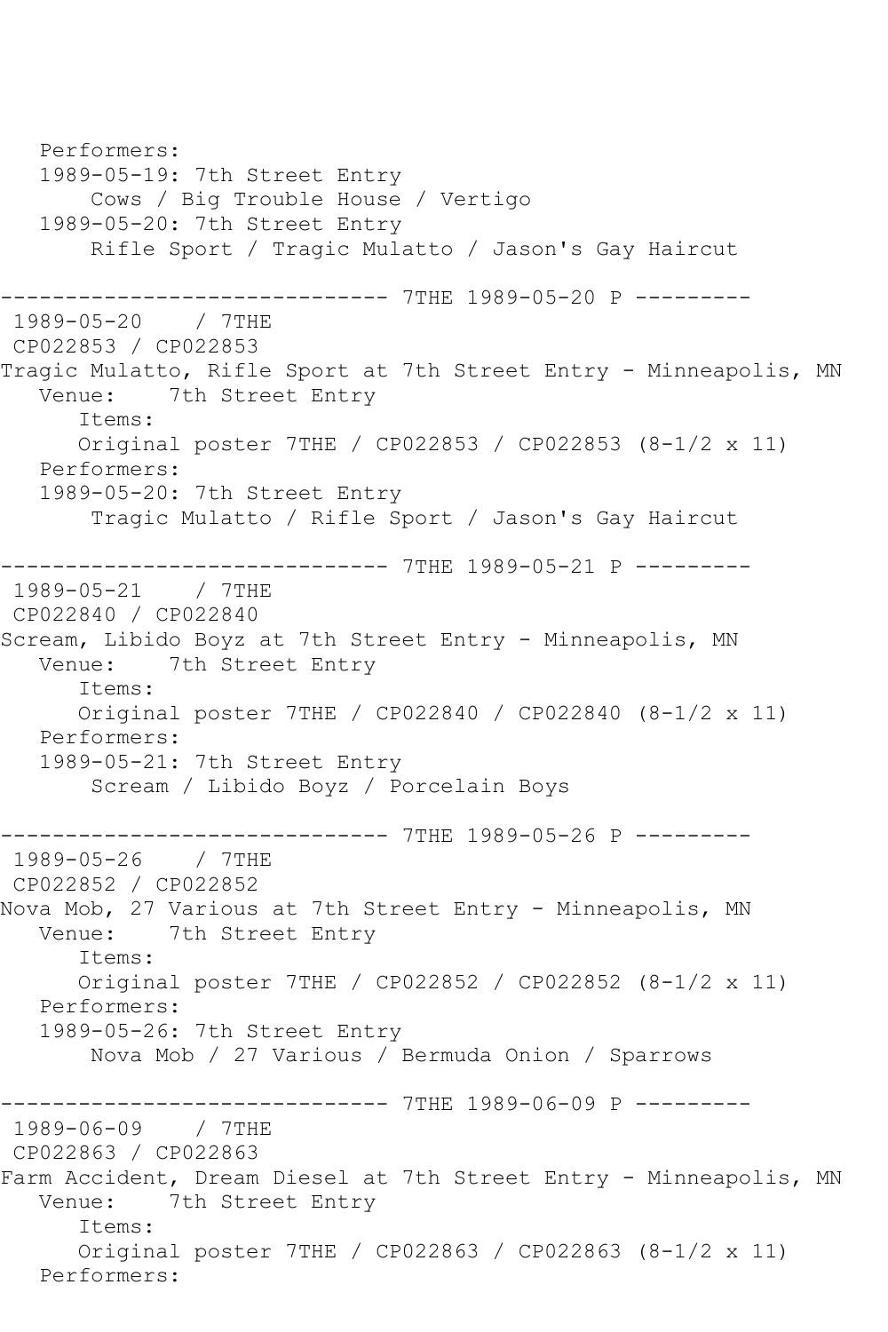```
   Performers:
   1989-05-19: 7th Street Entry
       Cows / Big Trouble House / Vertigo
   1989-05-20: 7th Street Entry
       Rifle Sport / Tragic Mulatto / Jason's Gay Haircut

------------------------------ 7THE 1989-05-20 P ---------
 1989-05-20    / 7THE
 CP022853 / CP022853
Tragic Mulatto, Rifle Sport at 7th Street Entry - Minneapolis, MN
   Venue:    7th Street Entry
      Items:
      Original poster 7THE / CP022853 / CP022853 (8-1/2 x 11)
   Performers:
   1989-05-20: 7th Street Entry
       Tragic Mulatto / Rifle Sport / Jason's Gay Haircut

------------------------------ 7THE 1989-05-21 P ---------
 1989-05-21    / 7THE
 CP022840 / CP022840
Scream, Libido Boyz at 7th Street Entry - Minneapolis, MN
   Venue:    7th Street Entry
      Items:
      Original poster 7THE / CP022840 / CP022840 (8-1/2 x 11)
   Performers:
   1989-05-21: 7th Street Entry
       Scream / Libido Boyz / Porcelain Boys

------------------------------ 7THE 1989-05-26 P ---------
 1989-05-26    / 7THE
 CP022852 / CP022852
Nova Mob, 27 Various at 7th Street Entry - Minneapolis, MN
   Venue:    7th Street Entry
      Items:
      Original poster 7THE / CP022852 / CP022852 (8-1/2 x 11)
   Performers:
   1989-05-26: 7th Street Entry
       Nova Mob / 27 Various / Bermuda Onion / Sparrows

------------------------------ 7THE 1989-06-09 P ---------
 1989-06-09    / 7THE
 CP022863 / CP022863
Farm Accident, Dream Diesel at 7th Street Entry - Minneapolis, MN
   Venue:    7th Street Entry
      Items:
      Original poster 7THE / CP022863 / CP022863 (8-1/2 x 11)
   Performers:
```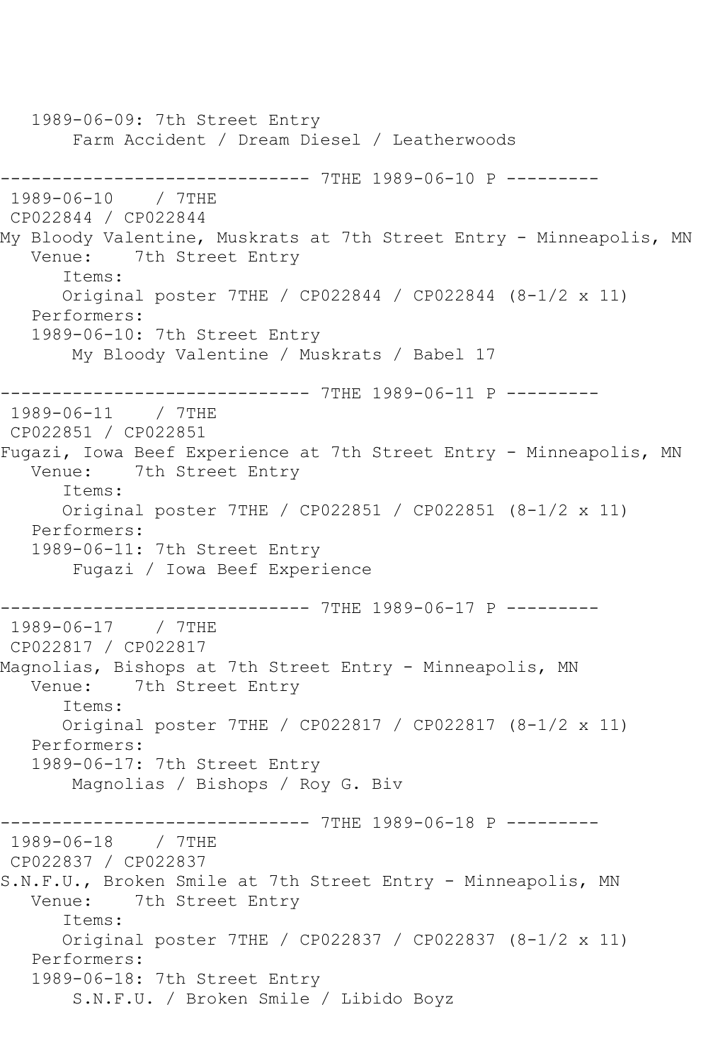1989-06-09: 7th Street Entry
   Farm Accident / Dream Diesel / Leatherwoods

------------------------------ 7THE 1989-06-10 P ---------
1989-06-10 / 7THE
CP022844 / CP022844
My Bloody Valentine, Muskrats at 7th Street Entry - Minneapolis, MN
Venue: 7th Street Entry
Items:
Original poster 7THE / CP022844 / CP022844 (8-1/2 x 11)
Performers:
1989-06-10: 7th Street Entry
   My Bloody Valentine / Muskrats / Babel 17

------------------------------ 7THE 1989-06-11 P ---------
1989-06-11 / 7THE
CP022851 / CP022851
Fugazi, Iowa Beef Experience at 7th Street Entry - Minneapolis, MN
Venue: 7th Street Entry
Items:
Original poster 7THE / CP022851 / CP022851 (8-1/2 x 11)
Performers:
1989-06-11: 7th Street Entry
   Fugazi / Iowa Beef Experience

------------------------------ 7THE 1989-06-17 P ---------
1989-06-17 / 7THE
CP022817 / CP022817
Magnolias, Bishops at 7th Street Entry - Minneapolis, MN
Venue: 7th Street Entry
Items:
Original poster 7THE / CP022817 / CP022817 (8-1/2 x 11)
Performers:
1989-06-17: 7th Street Entry
   Magnolias / Bishops / Roy G. Biv

------------------------------ 7THE 1989-06-18 P ---------
1989-06-18 / 7THE
CP022837 / CP022837
S.N.F.U., Broken Smile at 7th Street Entry - Minneapolis, MN
Venue: 7th Street Entry
Items:
Original poster 7THE / CP022837 / CP022837 (8-1/2 x 11)
Performers:
1989-06-18: 7th Street Entry
   S.N.F.U. / Broken Smile / Libido Boyz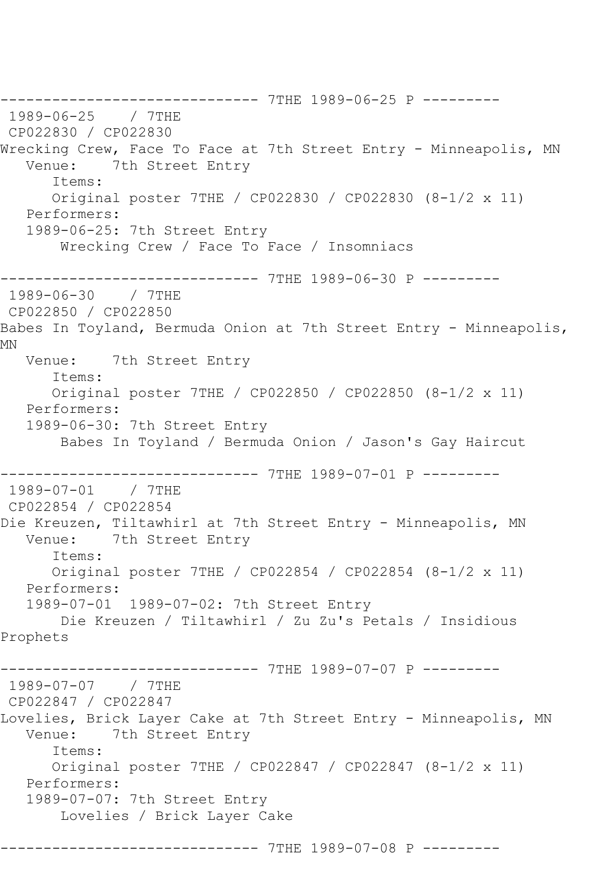------------------------------ 7THE 1989-06-25 P ---------

1989-06-25 / 7THE
CP022830 / CP022830
Wrecking Crew, Face To Face at 7th Street Entry - Minneapolis, MN
Venue: 7th Street Entry
Items:
Original poster 7THE / CP022830 / CP022830 (8-1/2 x 11)
Performers:
1989-06-25: 7th Street Entry
Wrecking Crew / Face To Face / Insomniacs

------------------------------ 7THE 1989-06-30 P ---------

1989-06-30 / 7THE
CP022850 / CP022850
Babes In Toyland, Bermuda Onion at 7th Street Entry - Minneapolis, MN
Venue: 7th Street Entry
Items:
Original poster 7THE / CP022850 / CP022850 (8-1/2 x 11)
Performers:
1989-06-30: 7th Street Entry
Babes In Toyland / Bermuda Onion / Jason's Gay Haircut

------------------------------ 7THE 1989-07-01 P ---------

1989-07-01 / 7THE
CP022854 / CP022854
Die Kreuzen, Tiltawhirl at 7th Street Entry - Minneapolis, MN
Venue: 7th Street Entry
Items:
Original poster 7THE / CP022854 / CP022854 (8-1/2 x 11)
Performers:
1989-07-01 1989-07-02: 7th Street Entry
Die Kreuzen / Tiltawhirl / Zu Zu's Petals / Insidious Prophets

------------------------------ 7THE 1989-07-07 P ---------

1989-07-07 / 7THE
CP022847 / CP022847
Lovelies, Brick Layer Cake at 7th Street Entry - Minneapolis, MN
Venue: 7th Street Entry
Items:
Original poster 7THE / CP022847 / CP022847 (8-1/2 x 11)
Performers:
1989-07-07: 7th Street Entry
Lovelies / Brick Layer Cake

------------------------------ 7THE 1989-07-08 P ---------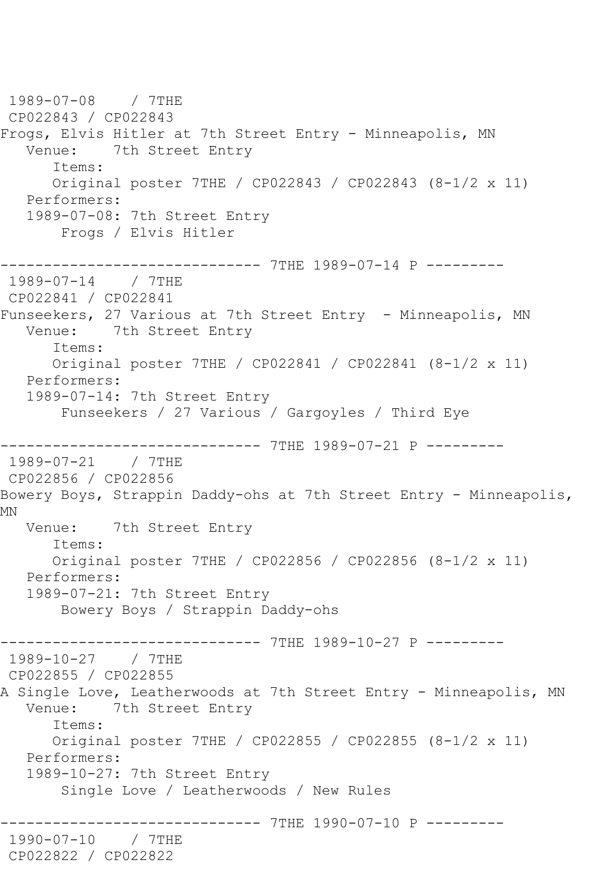1989-07-08 / 7THE
CP022843 / CP022843
Frogs, Elvis Hitler at 7th Street Entry - Minneapolis, MN
Venue: 7th Street Entry
Items:
Original poster 7THE / CP022843 / CP022843 (8-1/2 x 11)
Performers:
1989-07-08: 7th Street Entry
Frogs / Elvis Hitler

------------------------------ 7THE 1989-07-14 P ---------
1989-07-14 / 7THE
CP022841 / CP022841
Funseekers, 27 Various at 7th Street Entry - Minneapolis, MN
Venue: 7th Street Entry
Items:
Original poster 7THE / CP022841 / CP022841 (8-1/2 x 11)
Performers:
1989-07-14: 7th Street Entry
Funseekers / 27 Various / Gargoyles / Third Eye

------------------------------ 7THE 1989-07-21 P ---------
1989-07-21 / 7THE
CP022856 / CP022856
Bowery Boys, Strappin Daddy-ohs at 7th Street Entry - Minneapolis, MN
Venue: 7th Street Entry
Items:
Original poster 7THE / CP022856 / CP022856 (8-1/2 x 11)
Performers:
1989-07-21: 7th Street Entry
Bowery Boys / Strappin Daddy-ohs

------------------------------ 7THE 1989-10-27 P ---------
1989-10-27 / 7THE
CP022855 / CP022855
A Single Love, Leatherwoods at 7th Street Entry - Minneapolis, MN
Venue: 7th Street Entry
Items:
Original poster 7THE / CP022855 / CP022855 (8-1/2 x 11)
Performers:
1989-10-27: 7th Street Entry
Single Love / Leatherwoods / New Rules

------------------------------ 7THE 1990-07-10 P ---------
1990-07-10 / 7THE
CP022822 / CP022822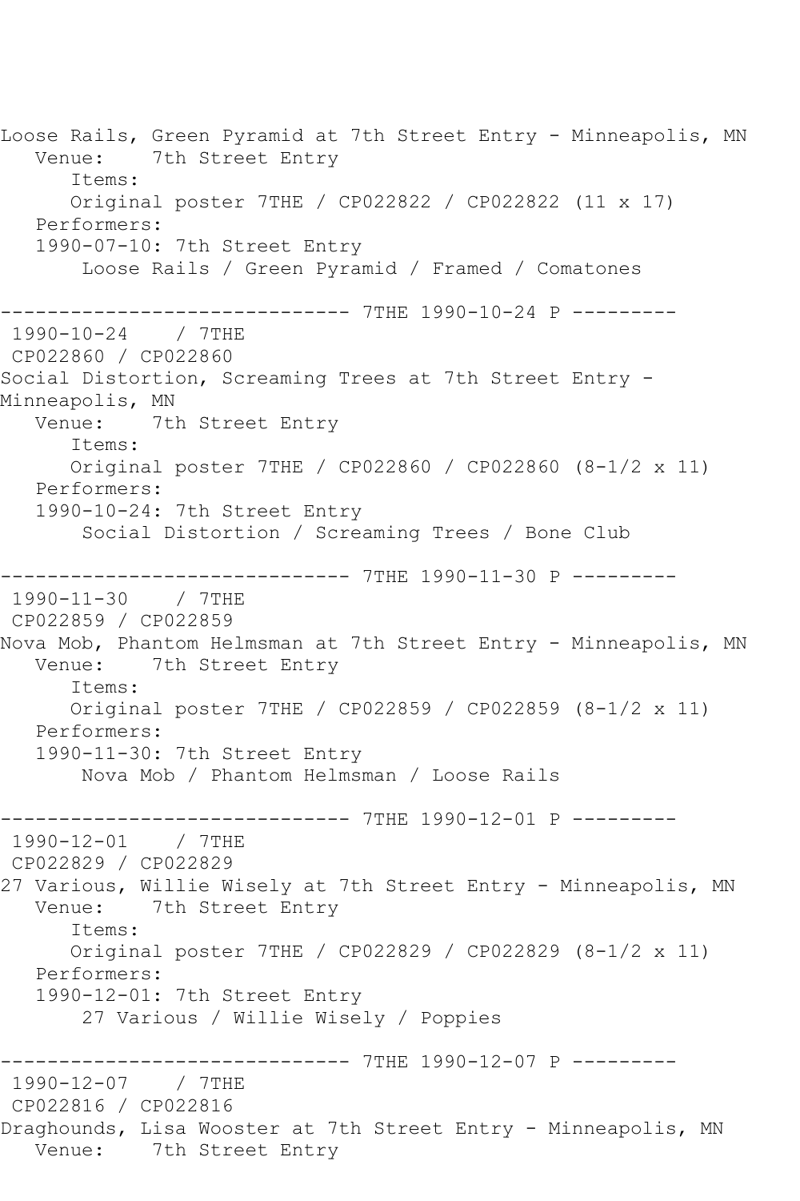Loose Rails, Green Pyramid at 7th Street Entry - Minneapolis, MN
   Venue:    7th Street Entry
      Items:
      Original poster 7THE / CP022822 / CP022822 (11 x 17)
   Performers:
   1990-07-10: 7th Street Entry
       Loose Rails / Green Pyramid / Framed / Comatones

------------------------------ 7THE 1990-10-24 P ---------
 1990-10-24    / 7THE
 CP022860 / CP022860
Social Distortion, Screaming Trees at 7th Street Entry - Minneapolis, MN
   Venue:    7th Street Entry
      Items:
      Original poster 7THE / CP022860 / CP022860 (8-1/2 x 11)
   Performers:
   1990-10-24: 7th Street Entry
       Social Distortion / Screaming Trees / Bone Club

------------------------------ 7THE 1990-11-30 P ---------
 1990-11-30    / 7THE
 CP022859 / CP022859
Nova Mob, Phantom Helmsman at 7th Street Entry - Minneapolis, MN
   Venue:    7th Street Entry
      Items:
      Original poster 7THE / CP022859 / CP022859 (8-1/2 x 11)
   Performers:
   1990-11-30: 7th Street Entry
       Nova Mob / Phantom Helmsman / Loose Rails

------------------------------ 7THE 1990-12-01 P ---------
 1990-12-01    / 7THE
 CP022829 / CP022829
27 Various, Willie Wisely at 7th Street Entry - Minneapolis, MN
   Venue:    7th Street Entry
      Items:
      Original poster 7THE / CP022829 / CP022829 (8-1/2 x 11)
   Performers:
   1990-12-01: 7th Street Entry
       27 Various / Willie Wisely / Poppies

------------------------------ 7THE 1990-12-07 P ---------
 1990-12-07    / 7THE
 CP022816 / CP022816
Draghounds, Lisa Wooster at 7th Street Entry - Minneapolis, MN
   Venue:    7th Street Entry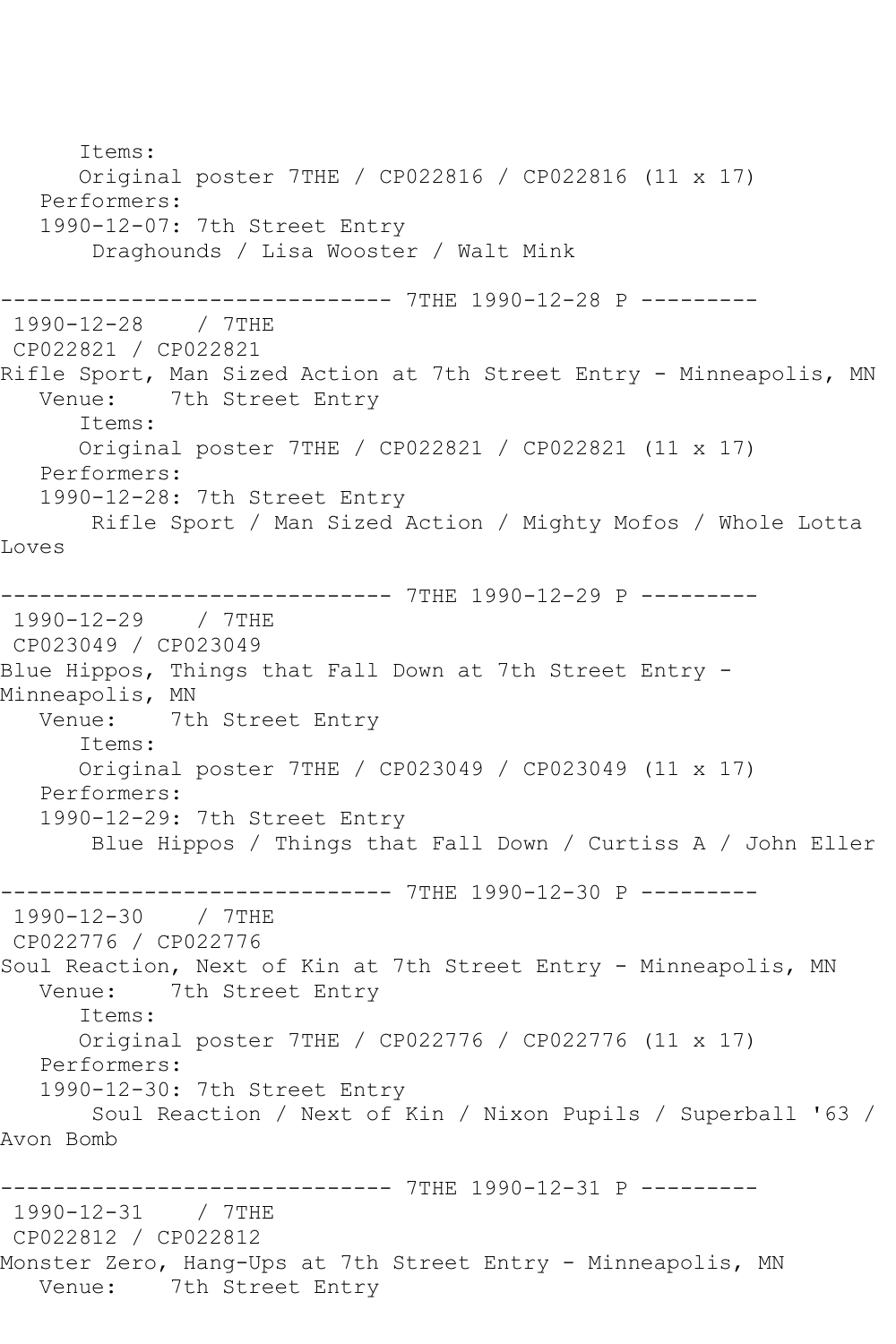```
      Items:
      Original poster 7THE / CP022816 / CP022816 (11 x 17)
   Performers:
   1990-12-07: 7th Street Entry
       Draghounds / Lisa Wooster / Walt Mink

------------------------------ 7THE 1990-12-28 P ---------
 1990-12-28    / 7THE
 CP022821 / CP022821
Rifle Sport, Man Sized Action at 7th Street Entry - Minneapolis, MN
   Venue:    7th Street Entry
      Items:
      Original poster 7THE / CP022821 / CP022821 (11 x 17)
   Performers:
   1990-12-28: 7th Street Entry
       Rifle Sport / Man Sized Action / Mighty Mofos / Whole Lotta
Loves

------------------------------ 7THE 1990-12-29 P ---------
 1990-12-29    / 7THE
 CP023049 / CP023049
Blue Hippos, Things that Fall Down at 7th Street Entry -
Minneapolis, MN
   Venue:    7th Street Entry
      Items:
      Original poster 7THE / CP023049 / CP023049 (11 x 17)
   Performers:
   1990-12-29: 7th Street Entry
       Blue Hippos / Things that Fall Down / Curtiss A / John Eller

------------------------------ 7THE 1990-12-30 P ---------
 1990-12-30    / 7THE
 CP022776 / CP022776
Soul Reaction, Next of Kin at 7th Street Entry - Minneapolis, MN
   Venue:    7th Street Entry
      Items:
      Original poster 7THE / CP022776 / CP022776 (11 x 17)
   Performers:
   1990-12-30: 7th Street Entry
       Soul Reaction / Next of Kin / Nixon Pupils / Superball '63 /
Avon Bomb

------------------------------ 7THE 1990-12-31 P ---------
 1990-12-31    / 7THE
 CP022812 / CP022812
Monster Zero, Hang-Ups at 7th Street Entry - Minneapolis, MN
   Venue:    7th Street Entry
```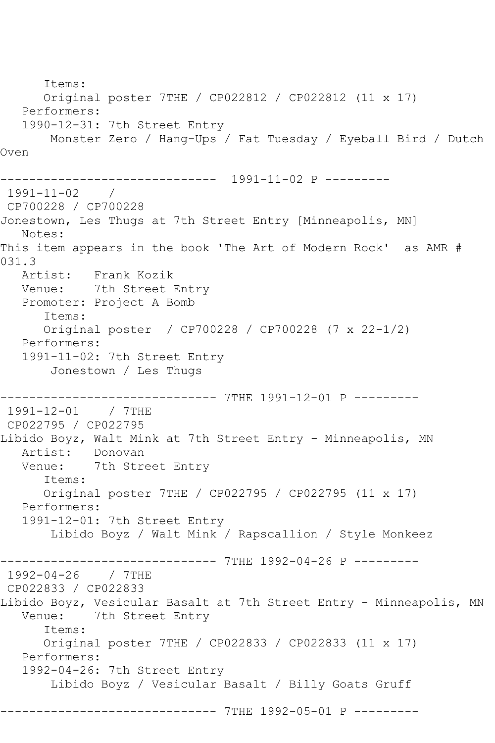```
      Items:
      Original poster 7THE / CP022812 / CP022812 (11 x 17)
   Performers:
   1990-12-31: 7th Street Entry
       Monster Zero / Hang-Ups / Fat Tuesday / Eyeball Bird / Dutch
Oven

------------------------------  1991-11-02 P ---------
 1991-11-02    / 
 CP700228 / CP700228
Jonestown, Les Thugs at 7th Street Entry [Minneapolis, MN]
   Notes:
This item appears in the book 'The Art of Modern Rock'  as AMR #
031.3
   Artist:   Frank Kozik
   Venue:    7th Street Entry
   Promoter: Project A Bomb
      Items:
      Original poster  / CP700228 / CP700228 (7 x 22-1/2)
   Performers:
   1991-11-02: 7th Street Entry
       Jonestown / Les Thugs

------------------------------ 7THE 1991-12-01 P ---------
 1991-12-01    / 7THE
 CP022795 / CP022795
Libido Boyz, Walt Mink at 7th Street Entry - Minneapolis, MN
   Artist:   Donovan
   Venue:    7th Street Entry
      Items:
      Original poster 7THE / CP022795 / CP022795 (11 x 17)
   Performers:
   1991-12-01: 7th Street Entry
       Libido Boyz / Walt Mink / Rapscallion / Style Monkeez

------------------------------ 7THE 1992-04-26 P ---------
 1992-04-26    / 7THE
 CP022833 / CP022833
Libido Boyz, Vesicular Basalt at 7th Street Entry - Minneapolis, MN
   Venue:    7th Street Entry
      Items:
      Original poster 7THE / CP022833 / CP022833 (11 x 17)
   Performers:
   1992-04-26: 7th Street Entry
       Libido Boyz / Vesicular Basalt / Billy Goats Gruff

------------------------------ 7THE 1992-05-01 P ---------
```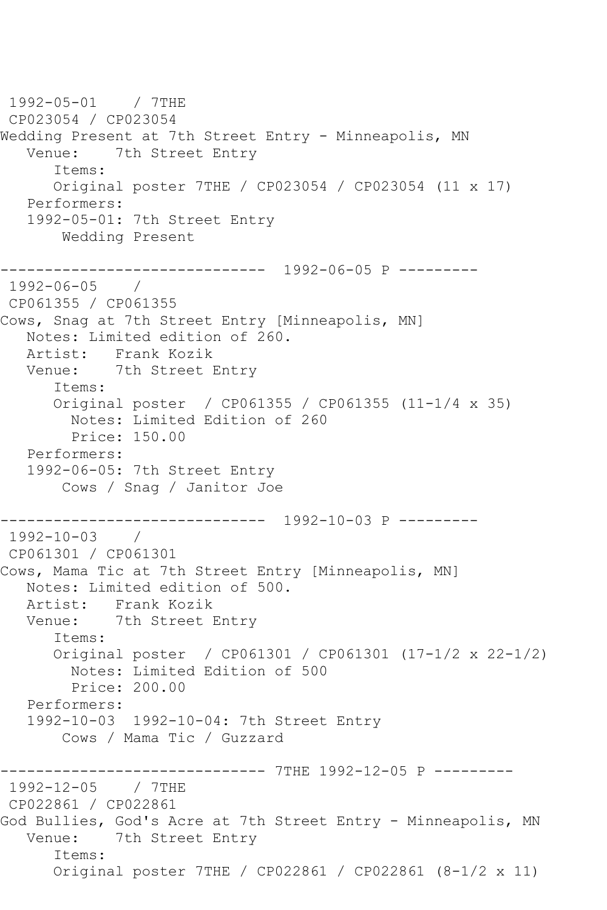```
 1992-05-01    / 7THE
 CP023054 / CP023054
Wedding Present at 7th Street Entry - Minneapolis, MN
   Venue:    7th Street Entry
      Items:
      Original poster 7THE / CP023054 / CP023054 (11 x 17)
   Performers:
   1992-05-01: 7th Street Entry
       Wedding Present

------------------------------  1992-06-05 P ---------
 1992-06-05    /
 CP061355 / CP061355
Cows, Snag at 7th Street Entry [Minneapolis, MN]
   Notes: Limited edition of 260.
   Artist:   Frank Kozik
   Venue:    7th Street Entry
      Items:
      Original poster  / CP061355 / CP061355 (11-1/4 x 35)
        Notes: Limited Edition of 260
        Price: 150.00
   Performers:
   1992-06-05: 7th Street Entry
       Cows / Snag / Janitor Joe

------------------------------  1992-10-03 P ---------
 1992-10-03    /
 CP061301 / CP061301
Cows, Mama Tic at 7th Street Entry [Minneapolis, MN]
   Notes: Limited edition of 500.
   Artist:   Frank Kozik
   Venue:    7th Street Entry
      Items:
      Original poster  / CP061301 / CP061301 (17-1/2 x 22-1/2)
        Notes: Limited Edition of 500
        Price: 200.00
   Performers:
   1992-10-03  1992-10-04: 7th Street Entry
       Cows / Mama Tic / Guzzard

------------------------------ 7THE 1992-12-05 P ---------
 1992-12-05    / 7THE
 CP022861 / CP022861
God Bullies, God's Acre at 7th Street Entry - Minneapolis, MN
   Venue:    7th Street Entry
      Items:
      Original poster 7THE / CP022861 / CP022861 (8-1/2 x 11)
```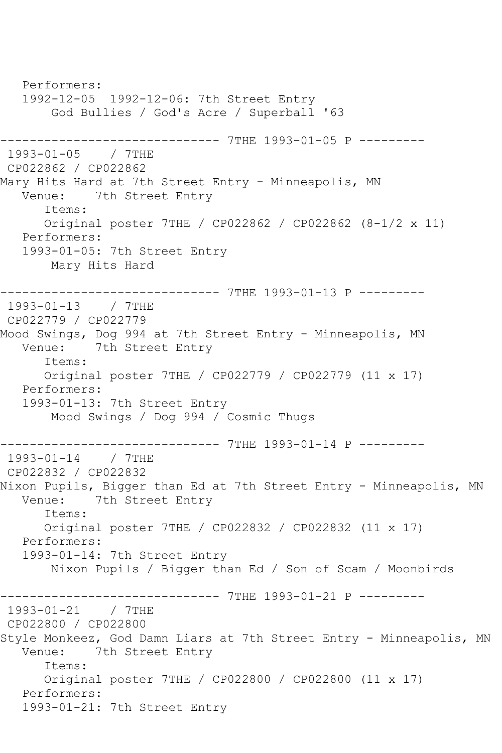```
   Performers:
   1992-12-05  1992-12-06: 7th Street Entry
       God Bullies / God's Acre / Superball '63

------------------------------ 7THE 1993-01-05 P ---------
 1993-01-05    / 7THE
 CP022862 / CP022862
Mary Hits Hard at 7th Street Entry - Minneapolis, MN
   Venue:    7th Street Entry
      Items:
      Original poster 7THE / CP022862 / CP022862 (8-1/2 x 11)
   Performers:
   1993-01-05: 7th Street Entry
       Mary Hits Hard

------------------------------ 7THE 1993-01-13 P ---------
 1993-01-13    / 7THE
 CP022779 / CP022779
Mood Swings, Dog 994 at 7th Street Entry - Minneapolis, MN
   Venue:    7th Street Entry
      Items:
      Original poster 7THE / CP022779 / CP022779 (11 x 17)
   Performers:
   1993-01-13: 7th Street Entry
       Mood Swings / Dog 994 / Cosmic Thugs

------------------------------ 7THE 1993-01-14 P ---------
 1993-01-14    / 7THE
 CP022832 / CP022832
Nixon Pupils, Bigger than Ed at 7th Street Entry - Minneapolis, MN
   Venue:    7th Street Entry
      Items:
      Original poster 7THE / CP022832 / CP022832 (11 x 17)
   Performers:
   1993-01-14: 7th Street Entry
       Nixon Pupils / Bigger than Ed / Son of Scam / Moonbirds

------------------------------ 7THE 1993-01-21 P ---------
 1993-01-21    / 7THE
 CP022800 / CP022800
Style Monkeez, God Damn Liars at 7th Street Entry - Minneapolis, MN
   Venue:    7th Street Entry
      Items:
      Original poster 7THE / CP022800 / CP022800 (11 x 17)
   Performers:
   1993-01-21: 7th Street Entry
```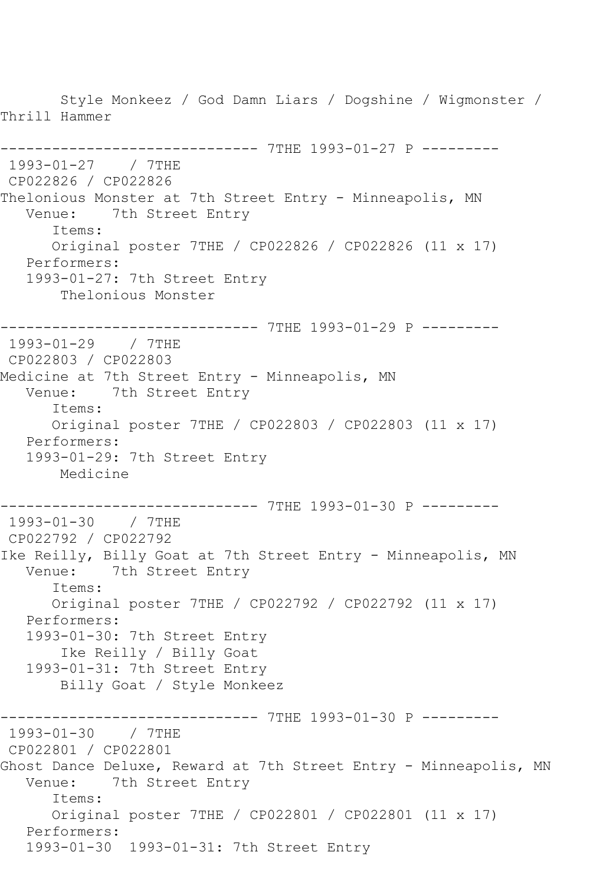```
       Style Monkeez / God Damn Liars / Dogshine / Wigmonster /
Thrill Hammer

------------------------------ 7THE 1993-01-27 P ---------
 1993-01-27    / 7THE
 CP022826 / CP022826
Thelonious Monster at 7th Street Entry - Minneapolis, MN
   Venue:    7th Street Entry
      Items:
      Original poster 7THE / CP022826 / CP022826 (11 x 17)
   Performers:
   1993-01-27: 7th Street Entry
       Thelonious Monster

------------------------------ 7THE 1993-01-29 P ---------
 1993-01-29    / 7THE
 CP022803 / CP022803
Medicine at 7th Street Entry - Minneapolis, MN
   Venue:    7th Street Entry
      Items:
      Original poster 7THE / CP022803 / CP022803 (11 x 17)
   Performers:
   1993-01-29: 7th Street Entry
       Medicine

------------------------------ 7THE 1993-01-30 P ---------
 1993-01-30    / 7THE
 CP022792 / CP022792
Ike Reilly, Billy Goat at 7th Street Entry - Minneapolis, MN
   Venue:    7th Street Entry
      Items:
      Original poster 7THE / CP022792 / CP022792 (11 x 17)
   Performers:
   1993-01-30: 7th Street Entry
       Ike Reilly / Billy Goat
   1993-01-31: 7th Street Entry
       Billy Goat / Style Monkeez

------------------------------ 7THE 1993-01-30 P ---------
 1993-01-30    / 7THE
 CP022801 / CP022801
Ghost Dance Deluxe, Reward at 7th Street Entry - Minneapolis, MN
   Venue:    7th Street Entry
      Items:
      Original poster 7THE / CP022801 / CP022801 (11 x 17)
   Performers:
   1993-01-30  1993-01-31: 7th Street Entry
```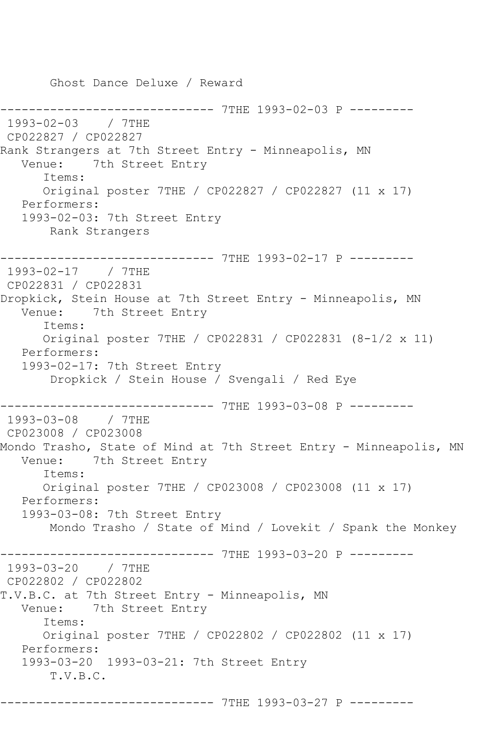Ghost Dance Deluxe / Reward

------------------------------ 7THE 1993-02-03 P ---------

1993-02-03 / 7THE

CP022827 / CP022827

Rank Strangers at 7th Street Entry - Minneapolis, MN

Venue: 7th Street Entry

Items:

Original poster 7THE / CP022827 / CP022827 (11 x 17)

Performers:

1993-02-03: 7th Street Entry

Rank Strangers

------------------------------ 7THE 1993-02-17 P ---------

1993-02-17 / 7THE

CP022831 / CP022831

Dropkick, Stein House at 7th Street Entry - Minneapolis, MN

Venue: 7th Street Entry

Items:

Original poster 7THE / CP022831 / CP022831 (8-1/2 x 11)

Performers:

1993-02-17: 7th Street Entry

Dropkick / Stein House / Svengali / Red Eye

------------------------------ 7THE 1993-03-08 P ---------

1993-03-08 / 7THE

CP023008 / CP023008

Mondo Trasho, State of Mind at 7th Street Entry - Minneapolis, MN

Venue: 7th Street Entry

Items:

Original poster 7THE / CP023008 / CP023008 (11 x 17)

Performers:

1993-03-08: 7th Street Entry

Mondo Trasho / State of Mind / Lovekit / Spank the Monkey

------------------------------ 7THE 1993-03-20 P ---------

1993-03-20 / 7THE

CP022802 / CP022802

T.V.B.C. at 7th Street Entry - Minneapolis, MN

Venue: 7th Street Entry

Items:

Original poster 7THE / CP022802 / CP022802 (11 x 17)

Performers:

1993-03-20 1993-03-21: 7th Street Entry

T.V.B.C.

------------------------------ 7THE 1993-03-27 P ---------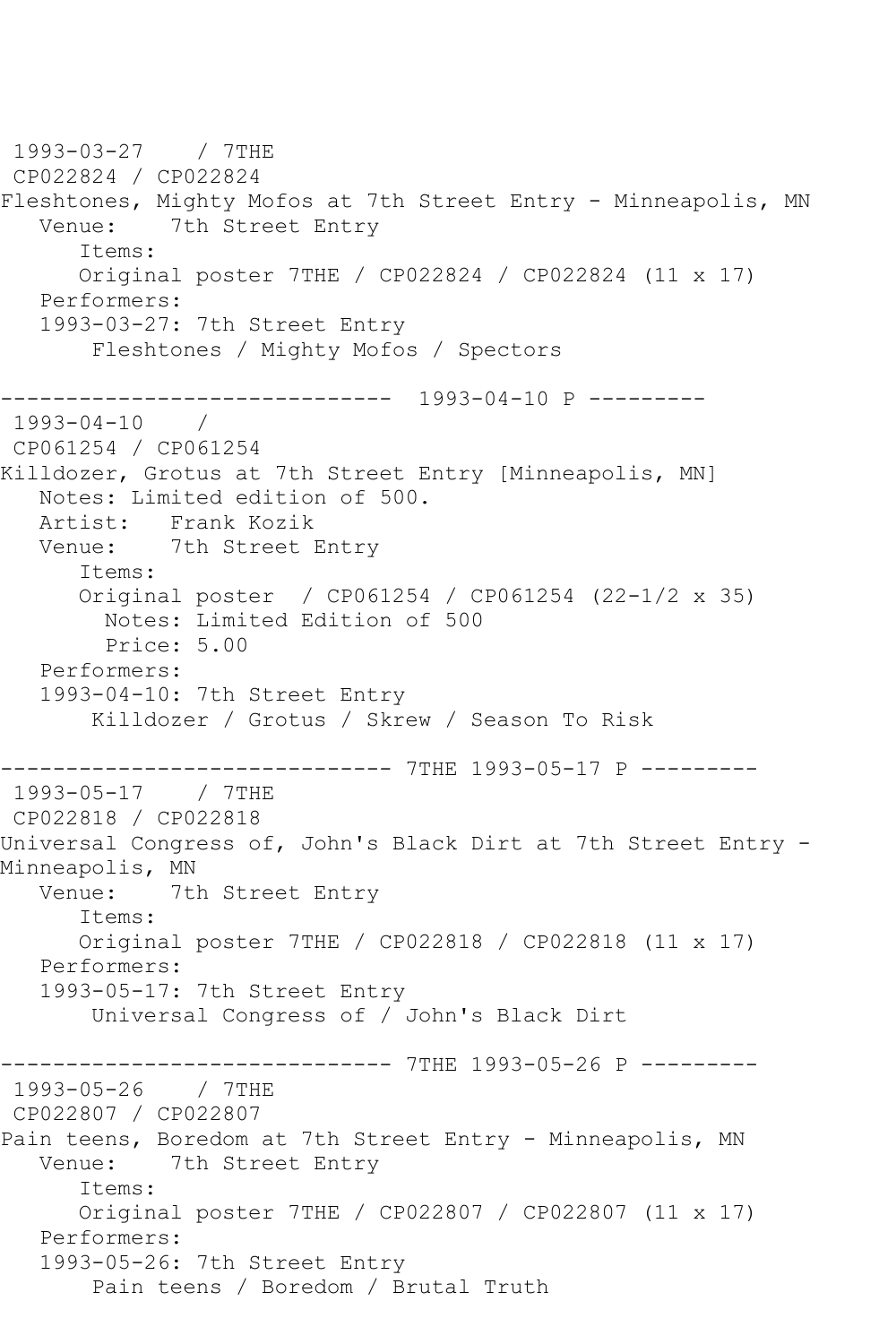```
1993-03-27    / 7THE
 CP022824 / CP022824
Fleshtones, Mighty Mofos at 7th Street Entry - Minneapolis, MN
   Venue:    7th Street Entry
      Items:
      Original poster 7THE / CP022824 / CP022824 (11 x 17)
   Performers:
   1993-03-27: 7th Street Entry
       Fleshtones / Mighty Mofos / Spectors

------------------------------  1993-04-10 P ---------
 1993-04-10    /
 CP061254 / CP061254
Killdozer, Grotus at 7th Street Entry [Minneapolis, MN]
   Notes: Limited edition of 500.
   Artist:   Frank Kozik
   Venue:    7th Street Entry
      Items:
      Original poster  / CP061254 / CP061254 (22-1/2 x 35)
        Notes: Limited Edition of 500
        Price: 5.00
   Performers:
   1993-04-10: 7th Street Entry
       Killdozer / Grotus / Skrew / Season To Risk

------------------------------ 7THE 1993-05-17 P ---------
 1993-05-17    / 7THE
 CP022818 / CP022818
Universal Congress of, John's Black Dirt at 7th Street Entry -
Minneapolis, MN
   Venue:    7th Street Entry
      Items:
      Original poster 7THE / CP022818 / CP022818 (11 x 17)
   Performers:
   1993-05-17: 7th Street Entry
       Universal Congress of / John's Black Dirt

------------------------------ 7THE 1993-05-26 P ---------
 1993-05-26    / 7THE
 CP022807 / CP022807
Pain teens, Boredom at 7th Street Entry - Minneapolis, MN
   Venue:    7th Street Entry
      Items:
      Original poster 7THE / CP022807 / CP022807 (11 x 17)
   Performers:
   1993-05-26: 7th Street Entry
       Pain teens / Boredom / Brutal Truth
```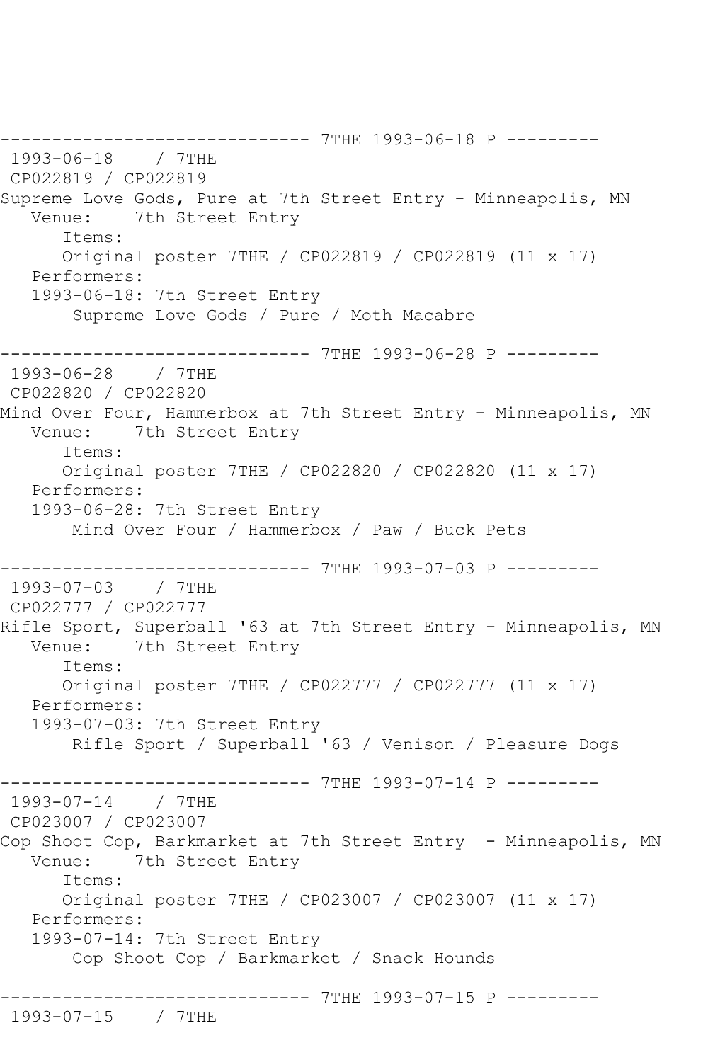```
------------------------------ 7THE 1993-06-18 P ---------
 1993-06-18    / 7THE
 CP022819 / CP022819
Supreme Love Gods, Pure at 7th Street Entry - Minneapolis, MN
   Venue:    7th Street Entry
      Items:
      Original poster 7THE / CP022819 / CP022819 (11 x 17)
   Performers:
   1993-06-18: 7th Street Entry
       Supreme Love Gods / Pure / Moth Macabre

------------------------------ 7THE 1993-06-28 P ---------
 1993-06-28    / 7THE
 CP022820 / CP022820
Mind Over Four, Hammerbox at 7th Street Entry - Minneapolis, MN
   Venue:    7th Street Entry
      Items:
      Original poster 7THE / CP022820 / CP022820 (11 x 17)
   Performers:
   1993-06-28: 7th Street Entry
       Mind Over Four / Hammerbox / Paw / Buck Pets

------------------------------ 7THE 1993-07-03 P ---------
 1993-07-03    / 7THE
 CP022777 / CP022777
Rifle Sport, Superball '63 at 7th Street Entry - Minneapolis, MN
   Venue:    7th Street Entry
      Items:
      Original poster 7THE / CP022777 / CP022777 (11 x 17)
   Performers:
   1993-07-03: 7th Street Entry
       Rifle Sport / Superball '63 / Venison / Pleasure Dogs

------------------------------ 7THE 1993-07-14 P ---------
 1993-07-14    / 7THE
 CP023007 / CP023007
Cop Shoot Cop, Barkmarket at 7th Street Entry  - Minneapolis, MN
   Venue:    7th Street Entry
      Items:
      Original poster 7THE / CP023007 / CP023007 (11 x 17)
   Performers:
   1993-07-14: 7th Street Entry
       Cop Shoot Cop / Barkmarket / Snack Hounds

------------------------------ 7THE 1993-07-15 P ---------
 1993-07-15    / 7THE
```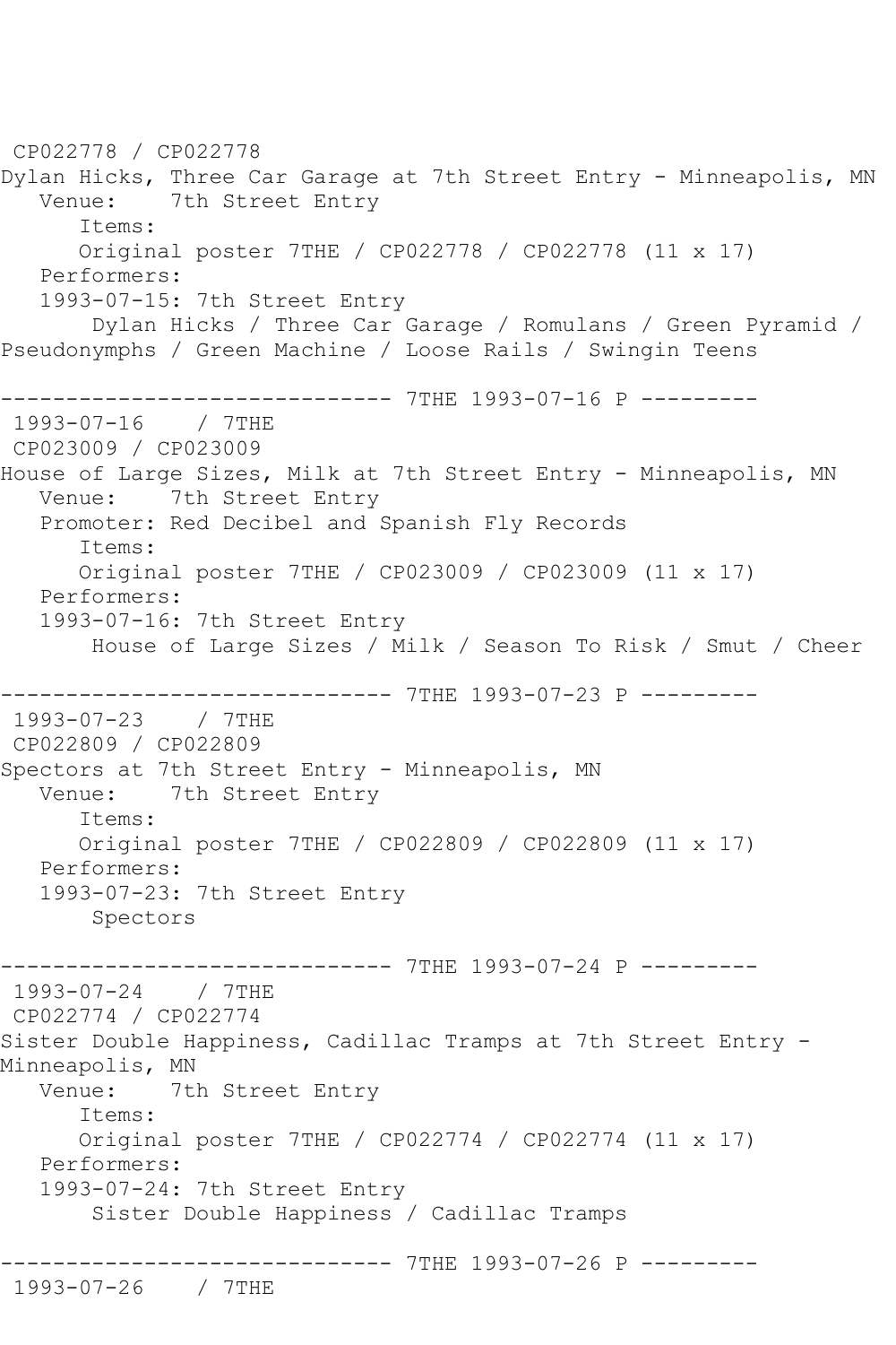CP022778 / CP022778
Dylan Hicks, Three Car Garage at 7th Street Entry - Minneapolis, MN
   Venue:    7th Street Entry
      Items:
      Original poster 7THE / CP022778 / CP022778 (11 x 17)
   Performers:
   1993-07-15: 7th Street Entry
       Dylan Hicks / Three Car Garage / Romulans / Green Pyramid / Pseudonymphs / Green Machine / Loose Rails / Swingin Teens

------------------------------ 7THE 1993-07-16 P ---------
1993-07-16    / 7THE
CP023009 / CP023009
House of Large Sizes, Milk at 7th Street Entry - Minneapolis, MN
   Venue:    7th Street Entry
   Promoter: Red Decibel and Spanish Fly Records
      Items:
      Original poster 7THE / CP023009 / CP023009 (11 x 17)
   Performers:
   1993-07-16: 7th Street Entry
       House of Large Sizes / Milk / Season To Risk / Smut / Cheer

------------------------------ 7THE 1993-07-23 P ---------
1993-07-23    / 7THE
CP022809 / CP022809
Spectors at 7th Street Entry - Minneapolis, MN
   Venue:    7th Street Entry
      Items:
      Original poster 7THE / CP022809 / CP022809 (11 x 17)
   Performers:
   1993-07-23: 7th Street Entry
       Spectors

------------------------------ 7THE 1993-07-24 P ---------
1993-07-24    / 7THE
CP022774 / CP022774
Sister Double Happiness, Cadillac Tramps at 7th Street Entry - Minneapolis, MN
   Venue:    7th Street Entry
      Items:
      Original poster 7THE / CP022774 / CP022774 (11 x 17)
   Performers:
   1993-07-24: 7th Street Entry
       Sister Double Happiness / Cadillac Tramps

------------------------------ 7THE 1993-07-26 P ---------
1993-07-26    / 7THE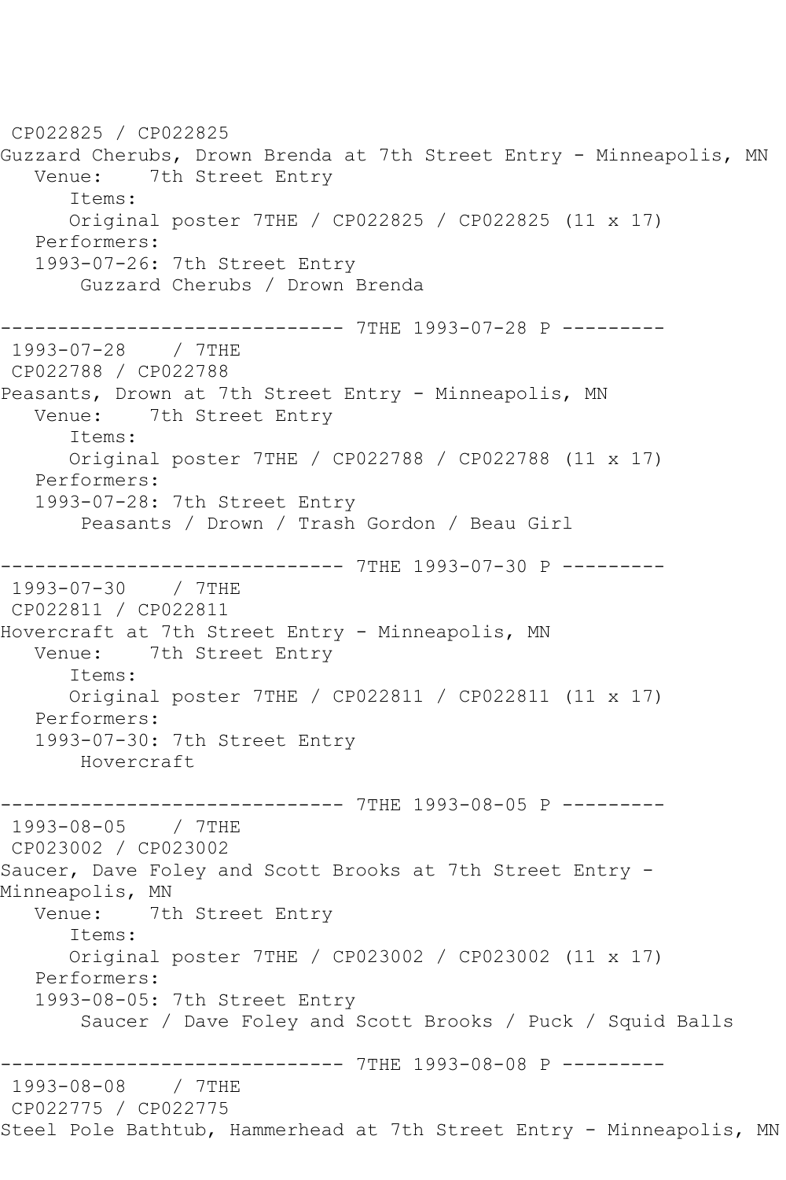CP022825 / CP022825
Guzzard Cherubs, Drown Brenda at 7th Street Entry - Minneapolis, MN
Venue: 7th Street Entry
Items:
Original poster 7THE / CP022825 / CP022825 (11 x 17)
Performers:
1993-07-26: 7th Street Entry
Guzzard Cherubs / Drown Brenda

------------------------------ 7THE 1993-07-28 P ---------
1993-07-28 / 7THE
CP022788 / CP022788
Peasants, Drown at 7th Street Entry - Minneapolis, MN
Venue: 7th Street Entry
Items:
Original poster 7THE / CP022788 / CP022788 (11 x 17)
Performers:
1993-07-28: 7th Street Entry
Peasants / Drown / Trash Gordon / Beau Girl

------------------------------ 7THE 1993-07-30 P ---------
1993-07-30 / 7THE
CP022811 / CP022811
Hovercraft at 7th Street Entry - Minneapolis, MN
Venue: 7th Street Entry
Items:
Original poster 7THE / CP022811 / CP022811 (11 x 17)
Performers:
1993-07-30: 7th Street Entry
Hovercraft

------------------------------ 7THE 1993-08-05 P ---------
1993-08-05 / 7THE
CP023002 / CP023002
Saucer, Dave Foley and Scott Brooks at 7th Street Entry - Minneapolis, MN
Venue: 7th Street Entry
Items:
Original poster 7THE / CP023002 / CP023002 (11 x 17)
Performers:
1993-08-05: 7th Street Entry
Saucer / Dave Foley and Scott Brooks / Puck / Squid Balls

------------------------------ 7THE 1993-08-08 P ---------
1993-08-08 / 7THE
CP022775 / CP022775
Steel Pole Bathtub, Hammerhead at 7th Street Entry - Minneapolis, MN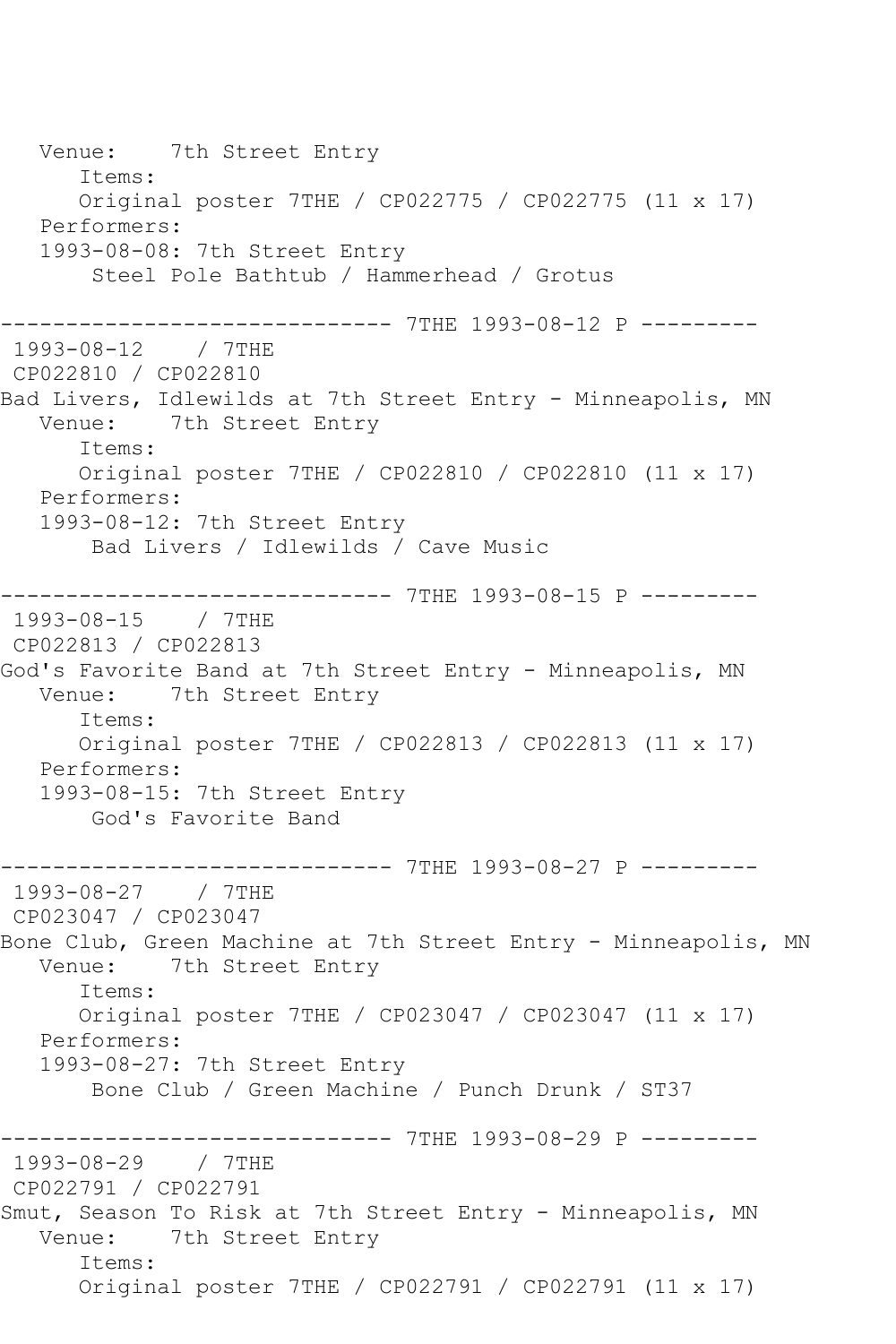```
   Venue:    7th Street Entry
      Items:
      Original poster 7THE / CP022775 / CP022775 (11 x 17)
   Performers:
   1993-08-08: 7th Street Entry
       Steel Pole Bathtub / Hammerhead / Grotus

------------------------------ 7THE 1993-08-12 P ---------
 1993-08-12    / 7THE
 CP022810 / CP022810
Bad Livers, Idlewilds at 7th Street Entry - Minneapolis, MN
   Venue:    7th Street Entry
      Items:
      Original poster 7THE / CP022810 / CP022810 (11 x 17)
   Performers:
   1993-08-12: 7th Street Entry
       Bad Livers / Idlewilds / Cave Music

------------------------------ 7THE 1993-08-15 P ---------
 1993-08-15    / 7THE
 CP022813 / CP022813
God's Favorite Band at 7th Street Entry - Minneapolis, MN
   Venue:    7th Street Entry
      Items:
      Original poster 7THE / CP022813 / CP022813 (11 x 17)
   Performers:
   1993-08-15: 7th Street Entry
       God's Favorite Band

------------------------------ 7THE 1993-08-27 P ---------
 1993-08-27    / 7THE
 CP023047 / CP023047
Bone Club, Green Machine at 7th Street Entry - Minneapolis, MN
   Venue:    7th Street Entry
      Items:
      Original poster 7THE / CP023047 / CP023047 (11 x 17)
   Performers:
   1993-08-27: 7th Street Entry
       Bone Club / Green Machine / Punch Drunk / ST37

------------------------------ 7THE 1993-08-29 P ---------
 1993-08-29    / 7THE
 CP022791 / CP022791
Smut, Season To Risk at 7th Street Entry - Minneapolis, MN
   Venue:    7th Street Entry
      Items:
      Original poster 7THE / CP022791 / CP022791 (11 x 17)
```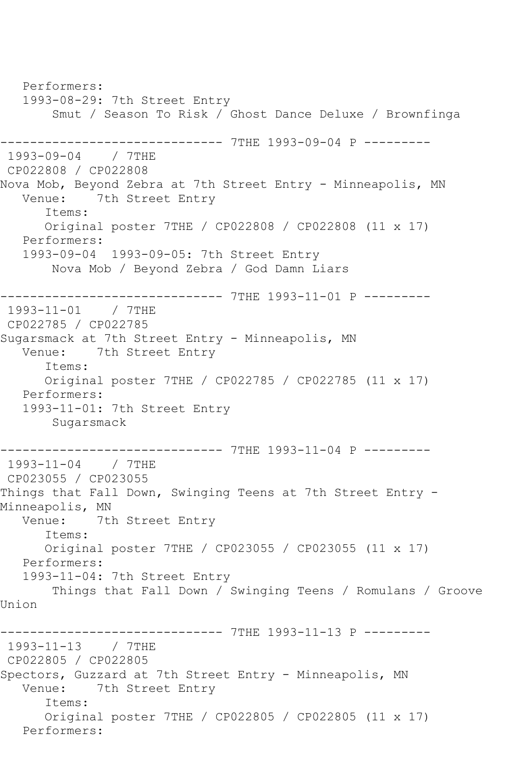```
   Performers:
   1993-08-29: 7th Street Entry
        Smut / Season To Risk / Ghost Dance Deluxe / Brownfinga

------------------------------ 7THE 1993-09-04 P ---------
 1993-09-04    / 7THE
 CP022808 / CP022808
Nova Mob, Beyond Zebra at 7th Street Entry - Minneapolis, MN
   Venue:    7th Street Entry
      Items:
      Original poster 7THE / CP022808 / CP022808 (11 x 17)
   Performers:
   1993-09-04  1993-09-05: 7th Street Entry
        Nova Mob / Beyond Zebra / God Damn Liars

------------------------------ 7THE 1993-11-01 P ---------
 1993-11-01    / 7THE
 CP022785 / CP022785
Sugarsmack at 7th Street Entry - Minneapolis, MN
   Venue:    7th Street Entry
      Items:
      Original poster 7THE / CP022785 / CP022785 (11 x 17)
   Performers:
   1993-11-01: 7th Street Entry
        Sugarsmack

------------------------------ 7THE 1993-11-04 P ---------
 1993-11-04    / 7THE
 CP023055 / CP023055
Things that Fall Down, Swinging Teens at 7th Street Entry -
Minneapolis, MN
   Venue:    7th Street Entry
      Items:
      Original poster 7THE / CP023055 / CP023055 (11 x 17)
   Performers:
   1993-11-04: 7th Street Entry
        Things that Fall Down / Swinging Teens / Romulans / Groove
Union

------------------------------ 7THE 1993-11-13 P ---------
 1993-11-13    / 7THE
 CP022805 / CP022805
Spectors, Guzzard at 7th Street Entry - Minneapolis, MN
   Venue:    7th Street Entry
      Items:
      Original poster 7THE / CP022805 / CP022805 (11 x 17)
   Performers:
```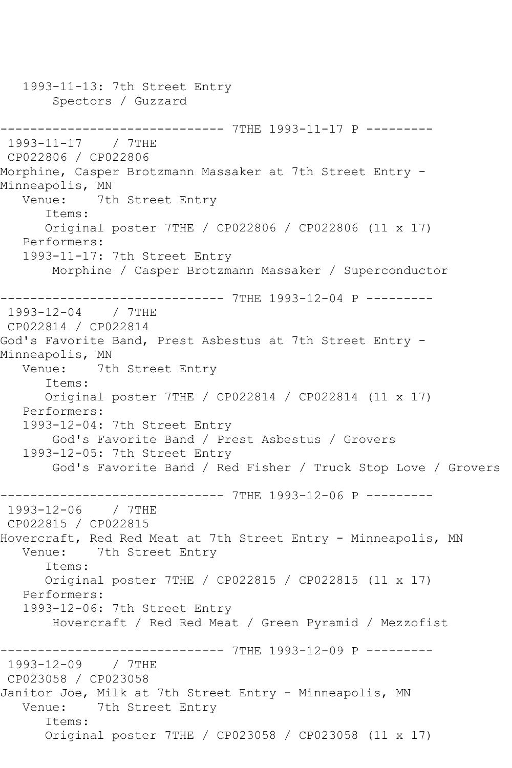1993-11-13: 7th Street Entry
    Spectors / Guzzard

------------------------------ 7THE 1993-11-17 P ---------
1993-11-17 / 7THE
CP022806 / CP022806
Morphine, Casper Brotzmann Massaker at 7th Street Entry - Minneapolis, MN
Venue: 7th Street Entry
Items:
Original poster 7THE / CP022806 / CP022806 (11 x 17)
Performers:
1993-11-17: 7th Street Entry
    Morphine / Casper Brotzmann Massaker / Superconductor

------------------------------ 7THE 1993-12-04 P ---------
1993-12-04 / 7THE
CP022814 / CP022814
God's Favorite Band, Prest Asbestus at 7th Street Entry - Minneapolis, MN
Venue: 7th Street Entry
Items:
Original poster 7THE / CP022814 / CP022814 (11 x 17)
Performers:
1993-12-04: 7th Street Entry
    God's Favorite Band / Prest Asbestus / Grovers
1993-12-05: 7th Street Entry
    God's Favorite Band / Red Fisher / Truck Stop Love / Grovers

------------------------------ 7THE 1993-12-06 P ---------
1993-12-06 / 7THE
CP022815 / CP022815
Hovercraft, Red Red Meat at 7th Street Entry - Minneapolis, MN
Venue: 7th Street Entry
Items:
Original poster 7THE / CP022815 / CP022815 (11 x 17)
Performers:
1993-12-06: 7th Street Entry
    Hovercraft / Red Red Meat / Green Pyramid / Mezzofist

------------------------------ 7THE 1993-12-09 P ---------
1993-12-09 / 7THE
CP023058 / CP023058
Janitor Joe, Milk at 7th Street Entry - Minneapolis, MN
Venue: 7th Street Entry
Items:
Original poster 7THE / CP023058 / CP023058 (11 x 17)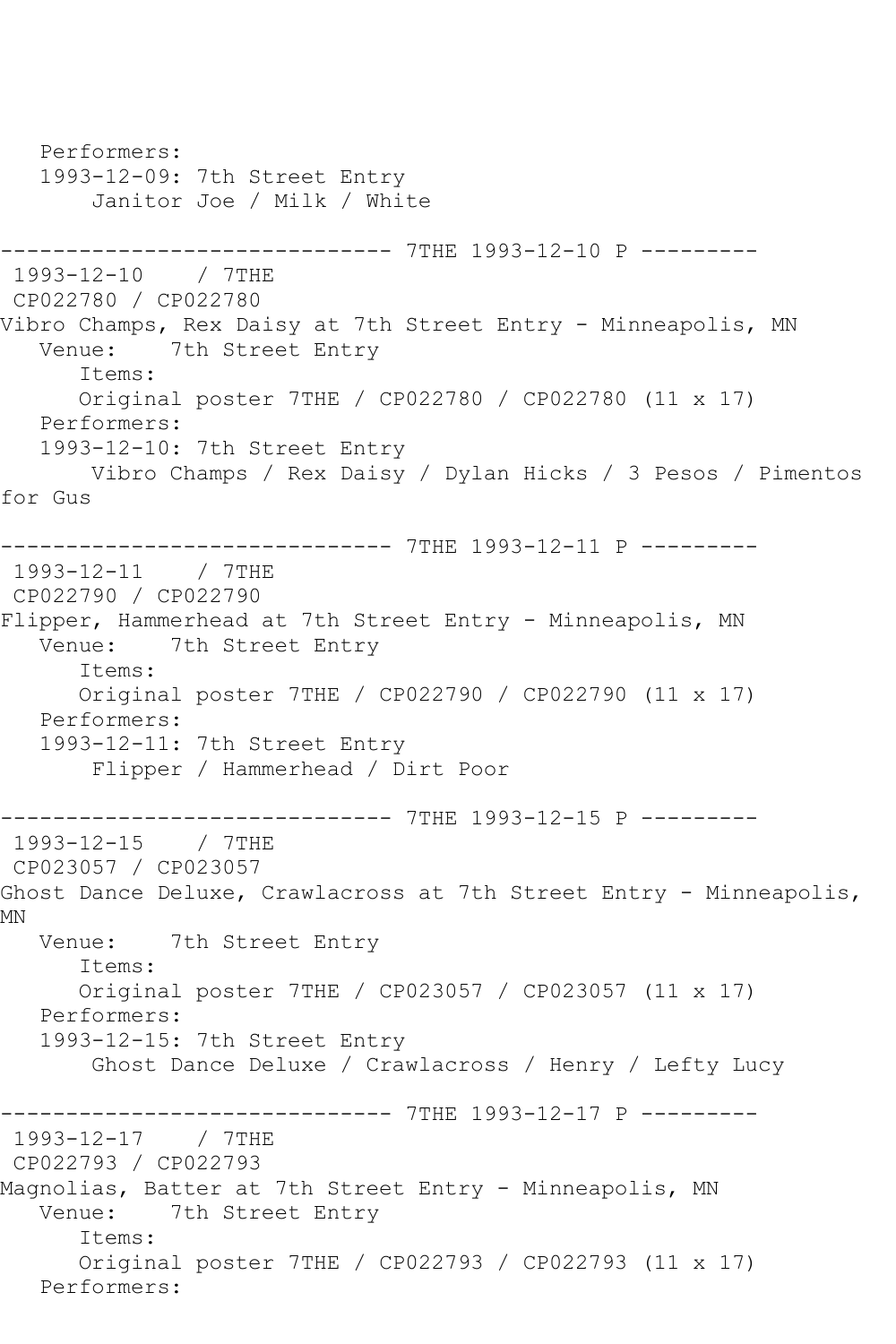Performers:
   1993-12-09: 7th Street Entry
       Janitor Joe / Milk / White

------------------------------ 7THE 1993-12-10 P ---------
1993-12-10 / 7THE
CP022780 / CP022780
Vibro Champs, Rex Daisy at 7th Street Entry - Minneapolis, MN
   Venue: 7th Street Entry
      Items:
      Original poster 7THE / CP022780 / CP022780 (11 x 17)
   Performers:
   1993-12-10: 7th Street Entry
       Vibro Champs / Rex Daisy / Dylan Hicks / 3 Pesos / Pimentos for Gus

------------------------------ 7THE 1993-12-11 P ---------
1993-12-11 / 7THE
CP022790 / CP022790
Flipper, Hammerhead at 7th Street Entry - Minneapolis, MN
   Venue: 7th Street Entry
      Items:
      Original poster 7THE / CP022790 / CP022790 (11 x 17)
   Performers:
   1993-12-11: 7th Street Entry
       Flipper / Hammerhead / Dirt Poor

------------------------------ 7THE 1993-12-15 P ---------
1993-12-15 / 7THE
CP023057 / CP023057
Ghost Dance Deluxe, Crawlacross at 7th Street Entry - Minneapolis, MN
   Venue: 7th Street Entry
      Items:
      Original poster 7THE / CP023057 / CP023057 (11 x 17)
   Performers:
   1993-12-15: 7th Street Entry
       Ghost Dance Deluxe / Crawlacross / Henry / Lefty Lucy

------------------------------ 7THE 1993-12-17 P ---------
1993-12-17 / 7THE
CP022793 / CP022793
Magnolias, Batter at 7th Street Entry - Minneapolis, MN
   Venue: 7th Street Entry
      Items:
      Original poster 7THE / CP022793 / CP022793 (11 x 17)
   Performers: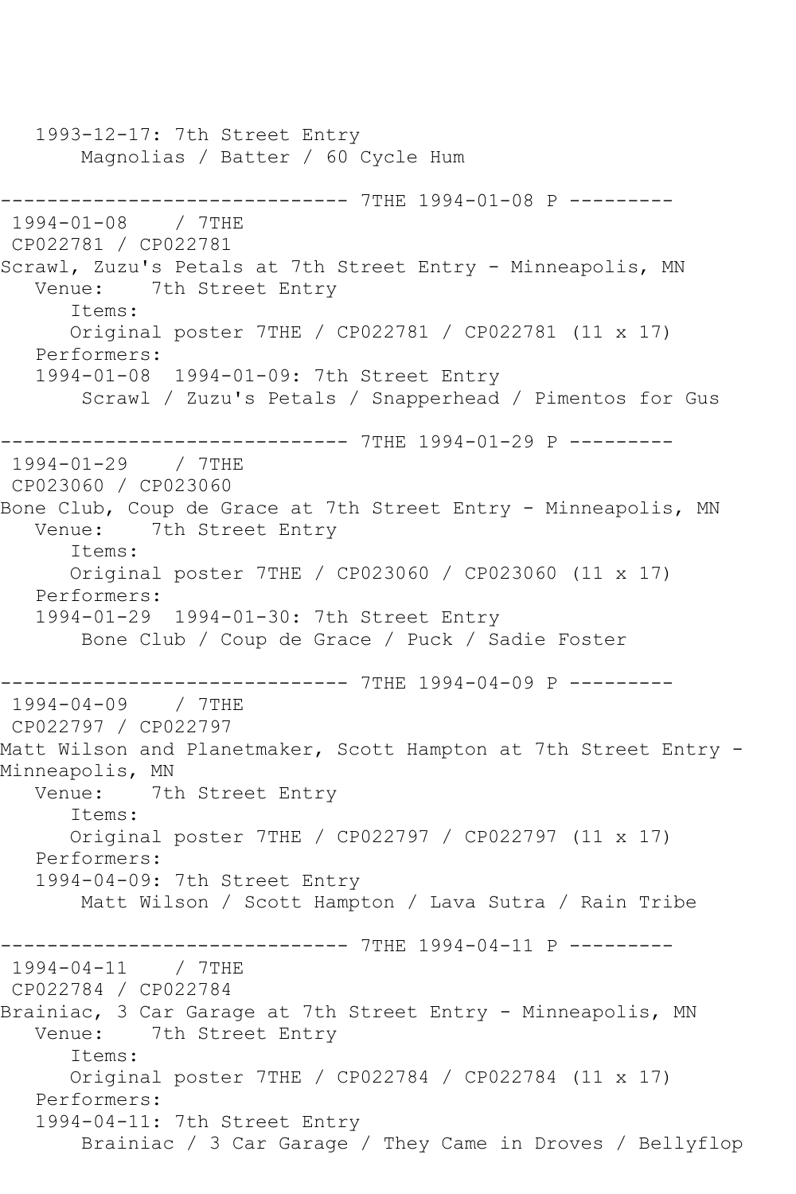```
   1993-12-17: 7th Street Entry
       Magnolias / Batter / 60 Cycle Hum

------------------------------ 7THE 1994-01-08 P ---------
 1994-01-08    / 7THE
 CP022781 / CP022781
Scrawl, Zuzu's Petals at 7th Street Entry - Minneapolis, MN
   Venue:    7th Street Entry
      Items:
      Original poster 7THE / CP022781 / CP022781 (11 x 17)
   Performers:
   1994-01-08  1994-01-09: 7th Street Entry
       Scrawl / Zuzu's Petals / Snapperhead / Pimentos for Gus

------------------------------ 7THE 1994-01-29 P ---------
 1994-01-29    / 7THE
 CP023060 / CP023060
Bone Club, Coup de Grace at 7th Street Entry - Minneapolis, MN
   Venue:    7th Street Entry
      Items:
      Original poster 7THE / CP023060 / CP023060 (11 x 17)
   Performers:
   1994-01-29  1994-01-30: 7th Street Entry
       Bone Club / Coup de Grace / Puck / Sadie Foster

------------------------------ 7THE 1994-04-09 P ---------
 1994-04-09    / 7THE
 CP022797 / CP022797
Matt Wilson and Planetmaker, Scott Hampton at 7th Street Entry - 
Minneapolis, MN
   Venue:    7th Street Entry
      Items:
      Original poster 7THE / CP022797 / CP022797 (11 x 17)
   Performers:
   1994-04-09: 7th Street Entry
       Matt Wilson / Scott Hampton / Lava Sutra / Rain Tribe

------------------------------ 7THE 1994-04-11 P ---------
 1994-04-11    / 7THE
 CP022784 / CP022784
Brainiac, 3 Car Garage at 7th Street Entry - Minneapolis, MN
   Venue:    7th Street Entry
      Items:
      Original poster 7THE / CP022784 / CP022784 (11 x 17)
   Performers:
   1994-04-11: 7th Street Entry
       Brainiac / 3 Car Garage / They Came in Droves / Bellyflop
```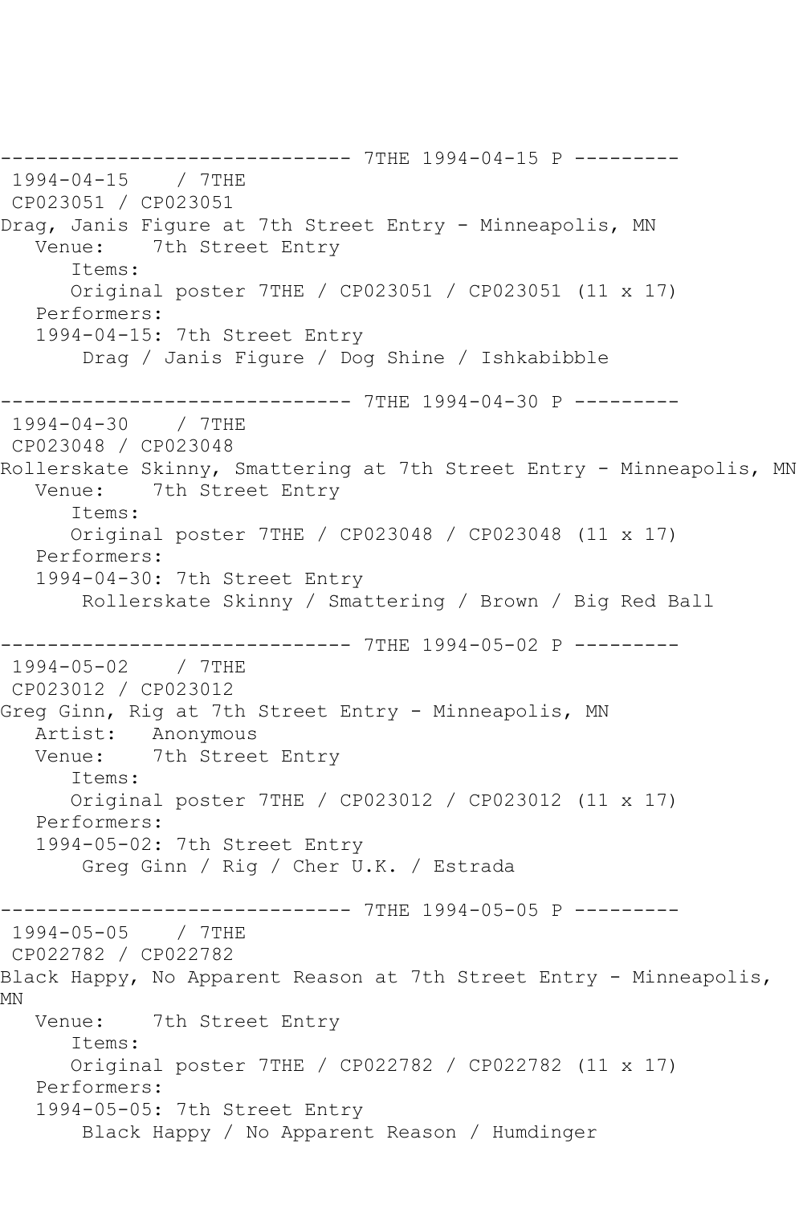------------------------------ 7THE 1994-04-15 P ---------
1994-04-15 / 7THE
CP023051 / CP023051
Drag, Janis Figure at 7th Street Entry - Minneapolis, MN
Venue: 7th Street Entry
Items:
Original poster 7THE / CP023051 / CP023051 (11 x 17)
Performers:
1994-04-15: 7th Street Entry
Drag / Janis Figure / Dog Shine / Ishkabibble

------------------------------ 7THE 1994-04-30 P ---------
1994-04-30 / 7THE
CP023048 / CP023048
Rollerskate Skinny, Smattering at 7th Street Entry - Minneapolis, MN
Venue: 7th Street Entry
Items:
Original poster 7THE / CP023048 / CP023048 (11 x 17)
Performers:
1994-04-30: 7th Street Entry
Rollerskate Skinny / Smattering / Brown / Big Red Ball

------------------------------ 7THE 1994-05-02 P ---------
1994-05-02 / 7THE
CP023012 / CP023012
Greg Ginn, Rig at 7th Street Entry - Minneapolis, MN
Artist: Anonymous
Venue: 7th Street Entry
Items:
Original poster 7THE / CP023012 / CP023012 (11 x 17)
Performers:
1994-05-02: 7th Street Entry
Greg Ginn / Rig / Cher U.K. / Estrada

------------------------------ 7THE 1994-05-05 P ---------
1994-05-05 / 7THE
CP022782 / CP022782
Black Happy, No Apparent Reason at 7th Street Entry - Minneapolis, MN
Venue: 7th Street Entry
Items:
Original poster 7THE / CP022782 / CP022782 (11 x 17)
Performers:
1994-05-05: 7th Street Entry
Black Happy / No Apparent Reason / Humdinger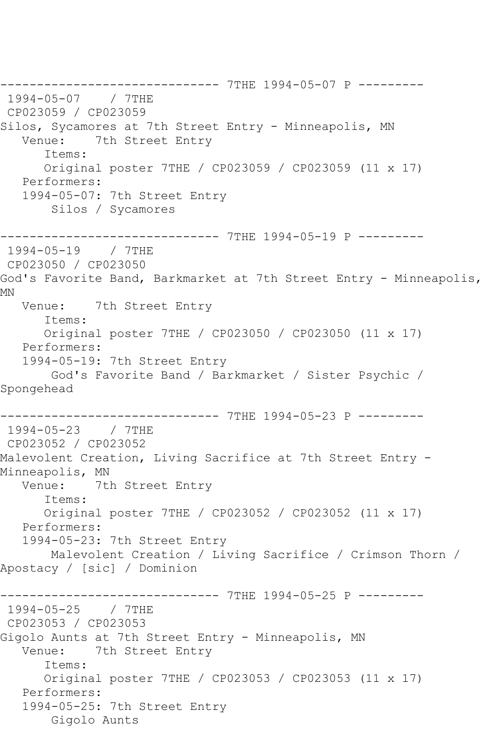------------------------------ 7THE 1994-05-07 P ---------
1994-05-07 / 7THE
CP023059 / CP023059
Silos, Sycamores at 7th Street Entry - Minneapolis, MN
Venue: 7th Street Entry
Items:
Original poster 7THE / CP023059 / CP023059 (11 x 17)
Performers:
1994-05-07: 7th Street Entry
Silos / Sycamores

------------------------------ 7THE 1994-05-19 P ---------
1994-05-19 / 7THE
CP023050 / CP023050
God's Favorite Band, Barkmarket at 7th Street Entry - Minneapolis, MN
Venue: 7th Street Entry
Items:
Original poster 7THE / CP023050 / CP023050 (11 x 17)
Performers:
1994-05-19: 7th Street Entry
God's Favorite Band / Barkmarket / Sister Psychic / Spongehead

------------------------------ 7THE 1994-05-23 P ---------
1994-05-23 / 7THE
CP023052 / CP023052
Malevolent Creation, Living Sacrifice at 7th Street Entry - Minneapolis, MN
Venue: 7th Street Entry
Items:
Original poster 7THE / CP023052 / CP023052 (11 x 17)
Performers:
1994-05-23: 7th Street Entry
Malevolent Creation / Living Sacrifice / Crimson Thorn / Apostacy / [sic] / Dominion

------------------------------ 7THE 1994-05-25 P ---------
1994-05-25 / 7THE
CP023053 / CP023053
Gigolo Aunts at 7th Street Entry - Minneapolis, MN
Venue: 7th Street Entry
Items:
Original poster 7THE / CP023053 / CP023053 (11 x 17)
Performers:
1994-05-25: 7th Street Entry
Gigolo Aunts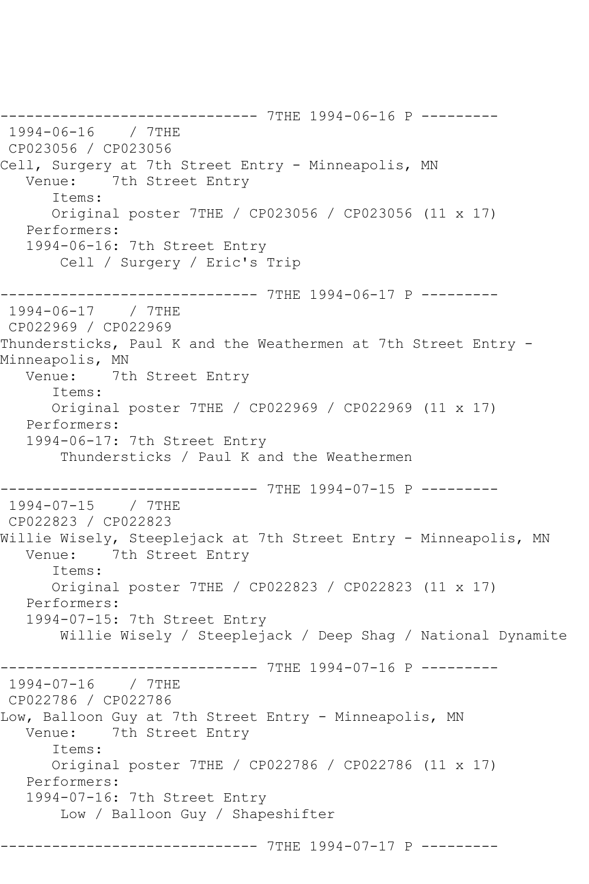------------------------------ 7THE 1994-06-16 P ---------
 1994-06-16    / 7THE
 CP023056 / CP023056
Cell, Surgery at 7th Street Entry - Minneapolis, MN
   Venue:    7th Street Entry
      Items:
      Original poster 7THE / CP023056 / CP023056 (11 x 17)
   Performers:
   1994-06-16: 7th Street Entry
       Cell / Surgery / Eric's Trip

------------------------------ 7THE 1994-06-17 P ---------
 1994-06-17    / 7THE
 CP022969 / CP022969
Thundersticks, Paul K and the Weathermen at 7th Street Entry - Minneapolis, MN
   Venue:    7th Street Entry
      Items:
      Original poster 7THE / CP022969 / CP022969 (11 x 17)
   Performers:
   1994-06-17: 7th Street Entry
       Thundersticks / Paul K and the Weathermen

------------------------------ 7THE 1994-07-15 P ---------
 1994-07-15    / 7THE
 CP022823 / CP022823
Willie Wisely, Steeplejack at 7th Street Entry - Minneapolis, MN
   Venue:    7th Street Entry
      Items:
      Original poster 7THE / CP022823 / CP022823 (11 x 17)
   Performers:
   1994-07-15: 7th Street Entry
       Willie Wisely / Steeplejack / Deep Shag / National Dynamite

------------------------------ 7THE 1994-07-16 P ---------
 1994-07-16    / 7THE
 CP022786 / CP022786
Low, Balloon Guy at 7th Street Entry - Minneapolis, MN
   Venue:    7th Street Entry
      Items:
      Original poster 7THE / CP022786 / CP022786 (11 x 17)
   Performers:
   1994-07-16: 7th Street Entry
       Low / Balloon Guy / Shapeshifter

------------------------------ 7THE 1994-07-17 P ---------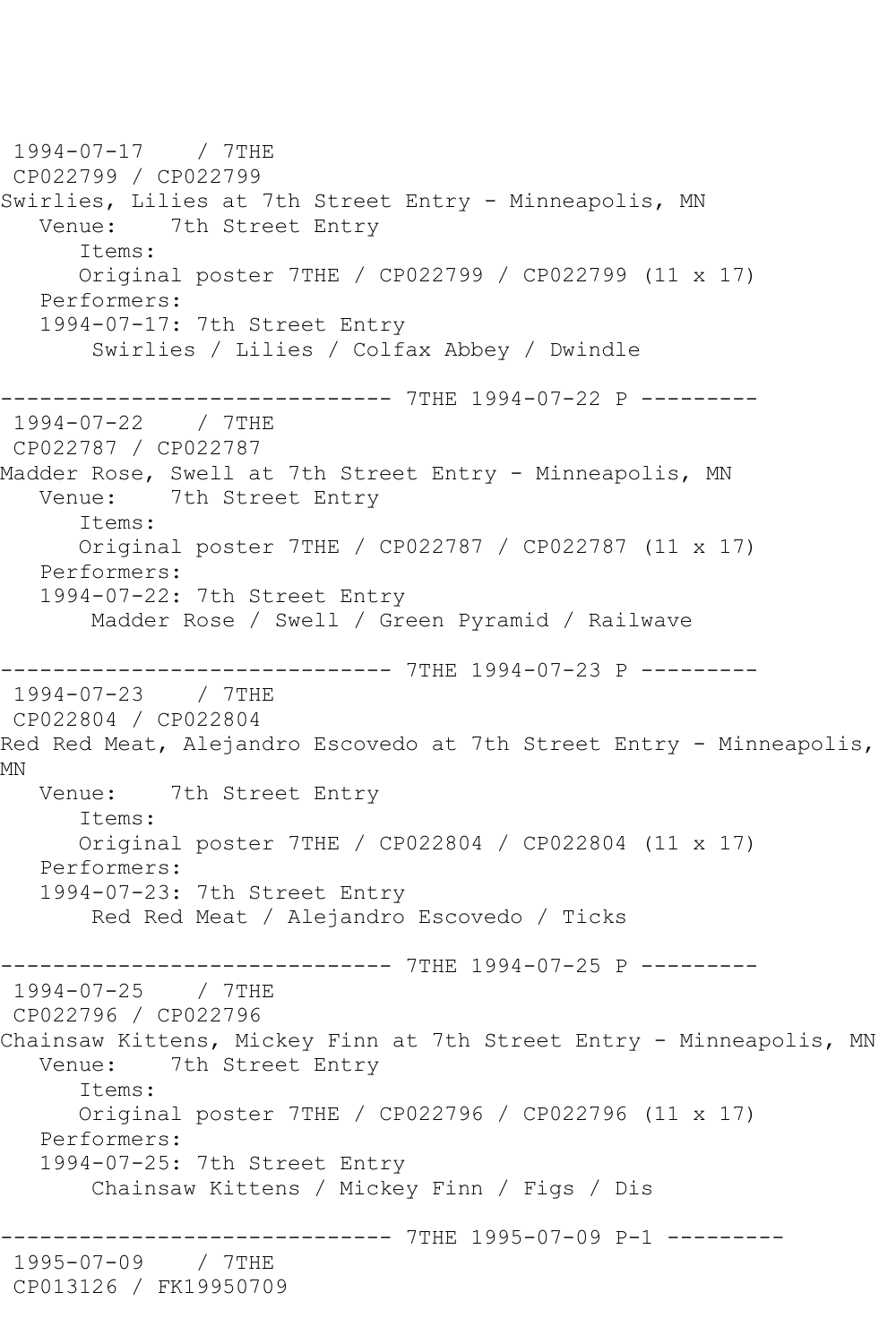```
 1994-07-17    / 7THE
 CP022799 / CP022799
Swirlies, Lilies at 7th Street Entry - Minneapolis, MN
   Venue:    7th Street Entry
      Items:
      Original poster 7THE / CP022799 / CP022799 (11 x 17)
   Performers:
   1994-07-17: 7th Street Entry
       Swirlies / Lilies / Colfax Abbey / Dwindle

------------------------------ 7THE 1994-07-22 P ---------
 1994-07-22    / 7THE
 CP022787 / CP022787
Madder Rose, Swell at 7th Street Entry - Minneapolis, MN
   Venue:    7th Street Entry
      Items:
      Original poster 7THE / CP022787 / CP022787 (11 x 17)
   Performers:
   1994-07-22: 7th Street Entry
       Madder Rose / Swell / Green Pyramid / Railwave

------------------------------ 7THE 1994-07-23 P ---------
 1994-07-23    / 7THE
 CP022804 / CP022804
Red Red Meat, Alejandro Escovedo at 7th Street Entry - Minneapolis,
MN
   Venue:    7th Street Entry
      Items:
      Original poster 7THE / CP022804 / CP022804 (11 x 17)
   Performers:
   1994-07-23: 7th Street Entry
       Red Red Meat / Alejandro Escovedo / Ticks

------------------------------ 7THE 1994-07-25 P ---------
 1994-07-25    / 7THE
 CP022796 / CP022796
Chainsaw Kittens, Mickey Finn at 7th Street Entry - Minneapolis, MN
   Venue:    7th Street Entry
      Items:
      Original poster 7THE / CP022796 / CP022796 (11 x 17)
   Performers:
   1994-07-25: 7th Street Entry
       Chainsaw Kittens / Mickey Finn / Figs / Dis

------------------------------ 7THE 1995-07-09 P-1 ---------
 1995-07-09    / 7THE
 CP013126 / FK19950709
```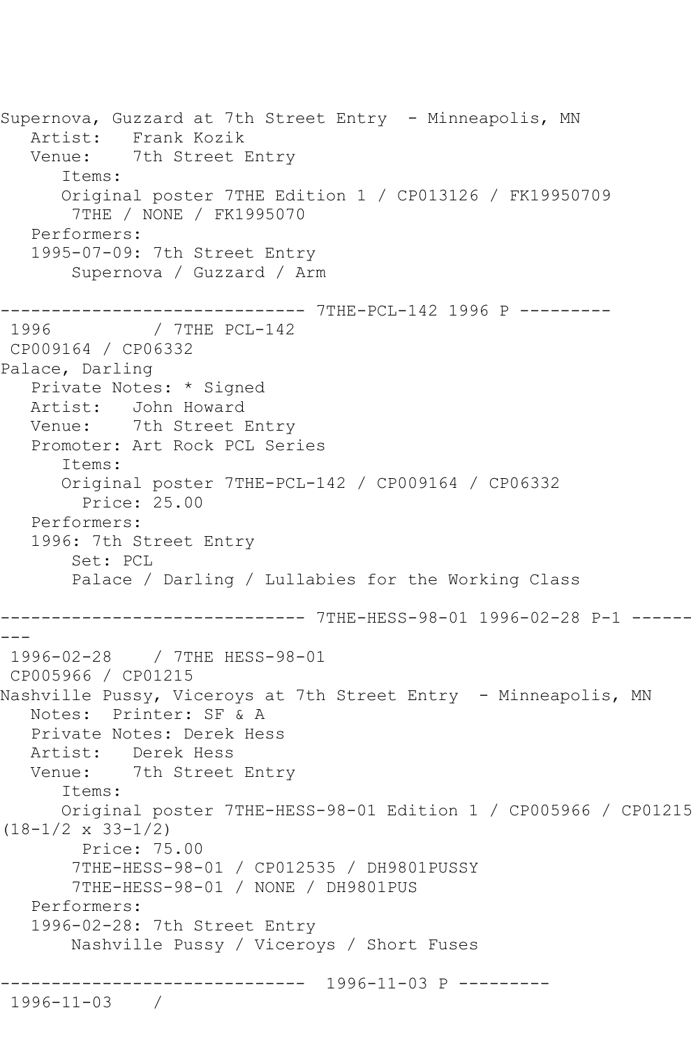```
Supernova, Guzzard at 7th Street Entry  - Minneapolis, MN
   Artist:   Frank Kozik
   Venue:    7th Street Entry
      Items:
      Original poster 7THE Edition 1 / CP013126 / FK19950709
       7THE / NONE / FK1995070
   Performers:
   1995-07-09: 7th Street Entry
       Supernova / Guzzard / Arm

------------------------------ 7THE-PCL-142 1996 P ---------
 1996          / 7THE PCL-142
 CP009164 / CP06332
Palace, Darling
   Private Notes: * Signed
   Artist:   John Howard
   Venue:    7th Street Entry
   Promoter: Art Rock PCL Series
      Items:
      Original poster 7THE-PCL-142 / CP009164 / CP06332
        Price: 25.00
   Performers:
   1996: 7th Street Entry
       Set: PCL
       Palace / Darling / Lullabies for the Working Class

------------------------------ 7THE-HESS-98-01 1996-02-28 P-1 ------
---
 1996-02-28    / 7THE HESS-98-01
 CP005966 / CP01215
Nashville Pussy, Viceroys at 7th Street Entry  - Minneapolis, MN
   Notes:  Printer: SF & A
   Private Notes: Derek Hess
   Artist:   Derek Hess
   Venue:    7th Street Entry
      Items:
      Original poster 7THE-HESS-98-01 Edition 1 / CP005966 / CP01215
(18-1/2 x 33-1/2)
        Price: 75.00
       7THE-HESS-98-01 / CP012535 / DH9801PUSSY
       7THE-HESS-98-01 / NONE / DH9801PUS
   Performers:
   1996-02-28: 7th Street Entry
       Nashville Pussy / Viceroys / Short Fuses

------------------------------  1996-11-03 P ---------
 1996-11-03    /
```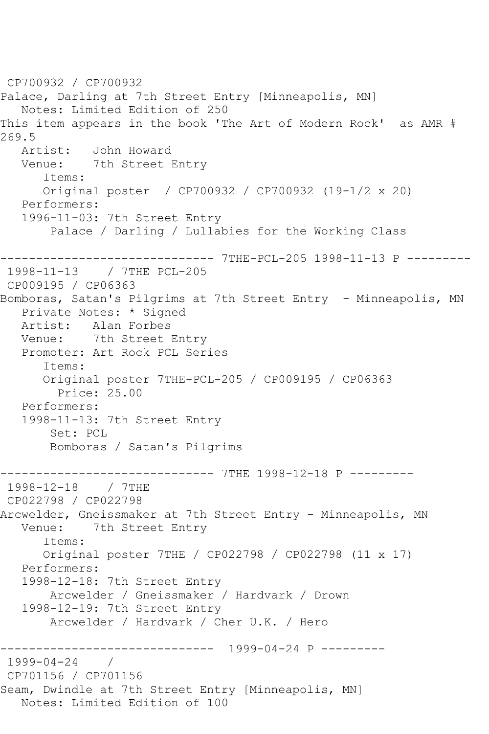CP700932 / CP700932
Palace, Darling at 7th Street Entry [Minneapolis, MN]
   Notes: Limited Edition of 250
This item appears in the book 'The Art of Modern Rock'  as AMR # 269.5
   Artist:   John Howard
   Venue:    7th Street Entry
      Items:
      Original poster  / CP700932 / CP700932 (19-1/2 x 20)
   Performers:
   1996-11-03: 7th Street Entry
       Palace / Darling / Lullabies for the Working Class

------------------------------ 7THE-PCL-205 1998-11-13 P ---------
1998-11-13    / 7THE PCL-205
CP009195 / CP06363
Bomboras, Satan's Pilgrims at 7th Street Entry  - Minneapolis, MN
   Private Notes: * Signed
   Artist:   Alan Forbes
   Venue:    7th Street Entry
   Promoter: Art Rock PCL Series
      Items:
      Original poster 7THE-PCL-205 / CP009195 / CP06363
        Price: 25.00
   Performers:
   1998-11-13: 7th Street Entry
       Set: PCL
       Bomboras / Satan's Pilgrims

------------------------------ 7THE 1998-12-18 P ---------
1998-12-18    / 7THE
CP022798 / CP022798
Arcwelder, Gneissmaker at 7th Street Entry - Minneapolis, MN
   Venue:    7th Street Entry
      Items:
      Original poster 7THE / CP022798 / CP022798 (11 x 17)
   Performers:
   1998-12-18: 7th Street Entry
       Arcwelder / Gneissmaker / Hardvark / Drown
   1998-12-19: 7th Street Entry
       Arcwelder / Hardvark / Cher U.K. / Hero

------------------------------  1999-04-24 P ---------
1999-04-24    /
CP701156 / CP701156
Seam, Dwindle at 7th Street Entry [Minneapolis, MN]
   Notes: Limited Edition of 100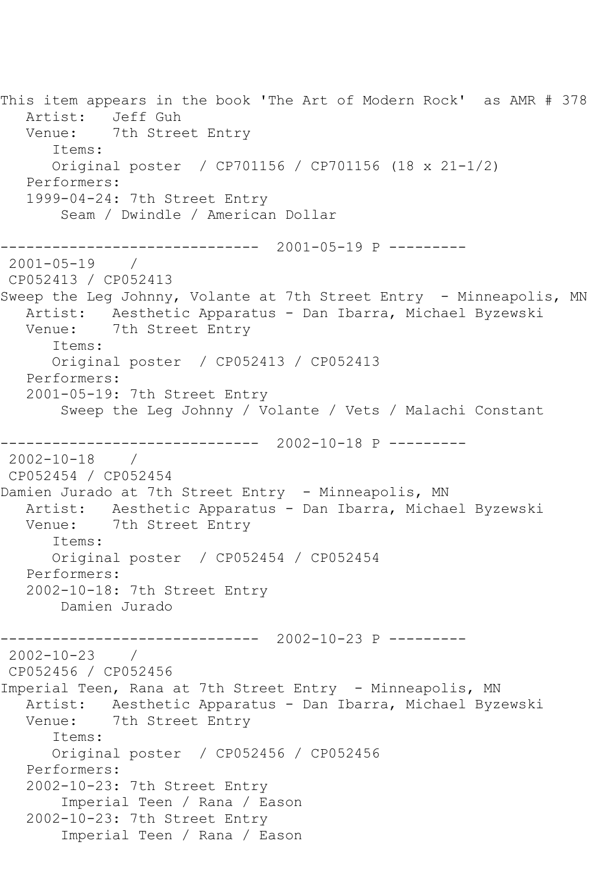This item appears in the book 'The Art of Modern Rock' as AMR # 378
Artist: Jeff Guh
Venue: 7th Street Entry
Items:
Original poster / CP701156 / CP701156 (18 x 21-1/2)
Performers:
1999-04-24: 7th Street Entry
Seam / Dwindle / American Dollar

------------------------------ 2001-05-19 P ---------
2001-05-19 /
CP052413 / CP052413
Sweep the Leg Johnny, Volante at 7th Street Entry - Minneapolis, MN
Artist: Aesthetic Apparatus - Dan Ibarra, Michael Byzewski
Venue: 7th Street Entry
Items:
Original poster / CP052413 / CP052413
Performers:
2001-05-19: 7th Street Entry
Sweep the Leg Johnny / Volante / Vets / Malachi Constant

------------------------------ 2002-10-18 P ---------
2002-10-18 /
CP052454 / CP052454
Damien Jurado at 7th Street Entry - Minneapolis, MN
Artist: Aesthetic Apparatus - Dan Ibarra, Michael Byzewski
Venue: 7th Street Entry
Items:
Original poster / CP052454 / CP052454
Performers:
2002-10-18: 7th Street Entry
Damien Jurado

------------------------------ 2002-10-23 P ---------
2002-10-23 /
CP052456 / CP052456
Imperial Teen, Rana at 7th Street Entry - Minneapolis, MN
Artist: Aesthetic Apparatus - Dan Ibarra, Michael Byzewski
Venue: 7th Street Entry
Items:
Original poster / CP052456 / CP052456
Performers:
2002-10-23: 7th Street Entry
Imperial Teen / Rana / Eason
2002-10-23: 7th Street Entry
Imperial Teen / Rana / Eason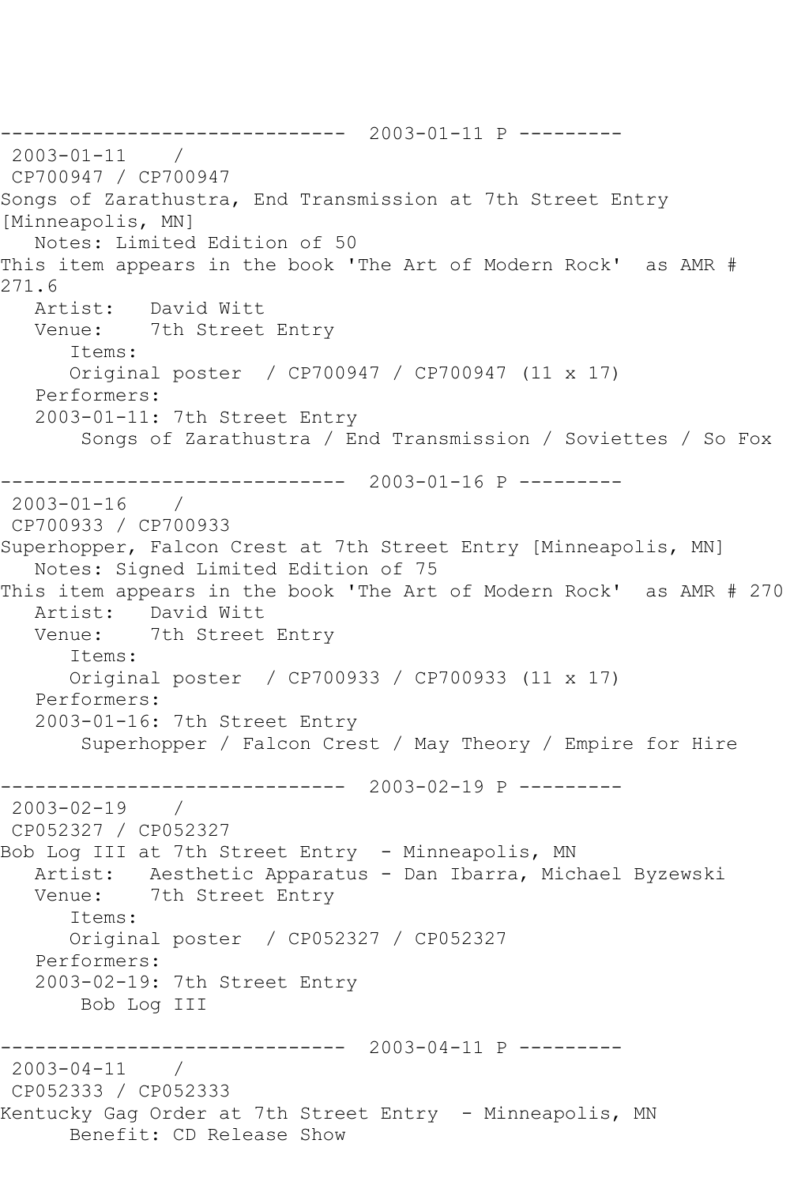------------------------------ 2003-01-11 P ---------

2003-01-11 /
CP700947 / CP700947
Songs of Zarathustra, End Transmission at 7th Street Entry [Minneapolis, MN]
Notes: Limited Edition of 50
This item appears in the book 'The Art of Modern Rock' as AMR # 271.6
Artist: David Witt
Venue: 7th Street Entry
Items:
Original poster / CP700947 / CP700947 (11 x 17)
Performers:
2003-01-11: 7th Street Entry
Songs of Zarathustra / End Transmission / Soviettes / So Fox

------------------------------ 2003-01-16 P ---------

2003-01-16 /
CP700933 / CP700933
Superhopper, Falcon Crest at 7th Street Entry [Minneapolis, MN]
Notes: Signed Limited Edition of 75
This item appears in the book 'The Art of Modern Rock' as AMR # 270
Artist: David Witt
Venue: 7th Street Entry
Items:
Original poster / CP700933 / CP700933 (11 x 17)
Performers:
2003-01-16: 7th Street Entry
Superhopper / Falcon Crest / May Theory / Empire for Hire

------------------------------ 2003-02-19 P ---------

2003-02-19 /
CP052327 / CP052327
Bob Log III at 7th Street Entry - Minneapolis, MN
Artist: Aesthetic Apparatus - Dan Ibarra, Michael Byzewski
Venue: 7th Street Entry
Items:
Original poster / CP052327 / CP052327
Performers:
2003-02-19: 7th Street Entry
Bob Log III

------------------------------ 2003-04-11 P ---------

2003-04-11 /
CP052333 / CP052333
Kentucky Gag Order at 7th Street Entry - Minneapolis, MN
Benefit: CD Release Show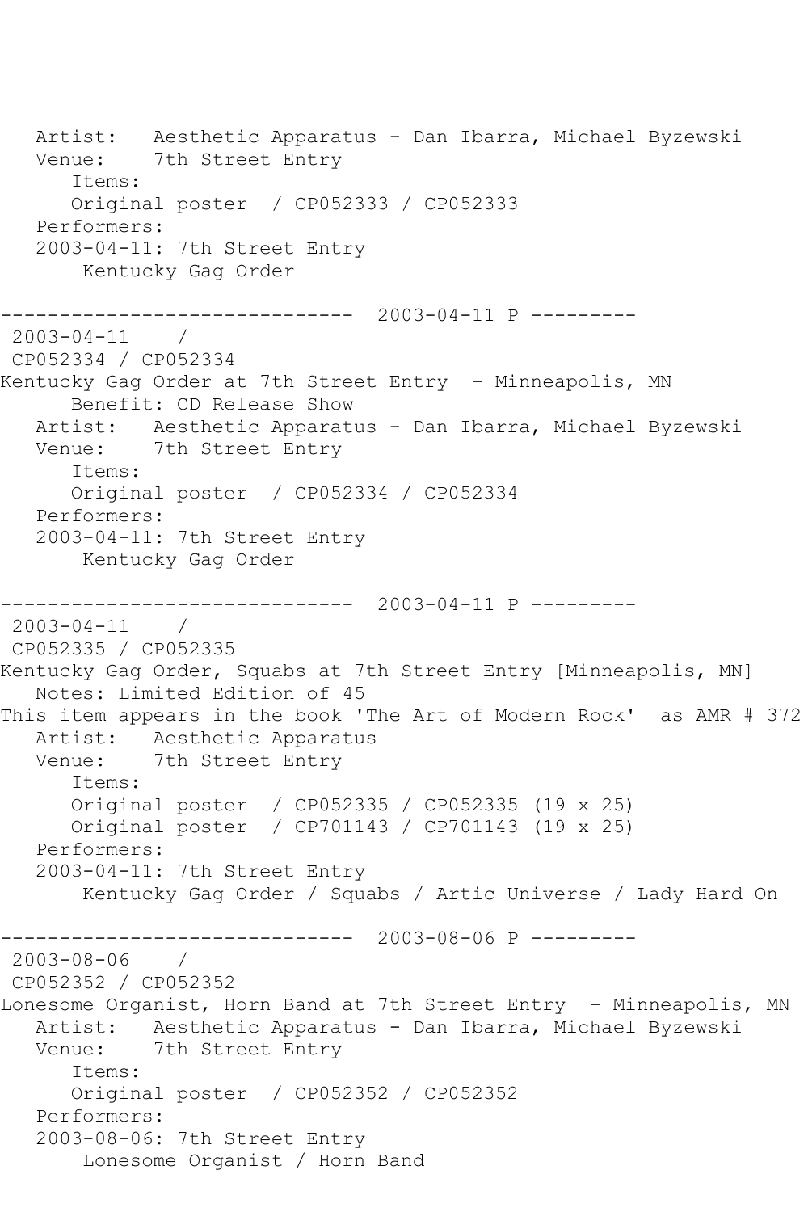Artist:   Aesthetic Apparatus - Dan Ibarra, Michael Byzewski
Venue:    7th Street Entry
Items:
Original poster  / CP052333 / CP052333
Performers:
2003-04-11: 7th Street Entry
Kentucky Gag Order

------------------------------  2003-04-11 P ---------

2003-04-11    /
CP052334 / CP052334
Kentucky Gag Order at 7th Street Entry  - Minneapolis, MN
Benefit: CD Release Show
Artist:   Aesthetic Apparatus - Dan Ibarra, Michael Byzewski
Venue:    7th Street Entry
Items:
Original poster  / CP052334 / CP052334
Performers:
2003-04-11: 7th Street Entry
Kentucky Gag Order

------------------------------  2003-04-11 P ---------

2003-04-11    /
CP052335 / CP052335
Kentucky Gag Order, Squabs at 7th Street Entry [Minneapolis, MN]
Notes: Limited Edition of 45
This item appears in the book 'The Art of Modern Rock'  as AMR # 372
Artist:   Aesthetic Apparatus
Venue:    7th Street Entry
Items:
Original poster  / CP052335 / CP052335 (19 x 25)
Original poster  / CP701143 / CP701143 (19 x 25)
Performers:
2003-04-11: 7th Street Entry
Kentucky Gag Order / Squabs / Artic Universe / Lady Hard On

------------------------------  2003-08-06 P ---------

2003-08-06    /
CP052352 / CP052352
Lonesome Organist, Horn Band at 7th Street Entry  - Minneapolis, MN
Artist:   Aesthetic Apparatus - Dan Ibarra, Michael Byzewski
Venue:    7th Street Entry
Items:
Original poster  / CP052352 / CP052352
Performers:
2003-08-06: 7th Street Entry
Lonesome Organist / Horn Band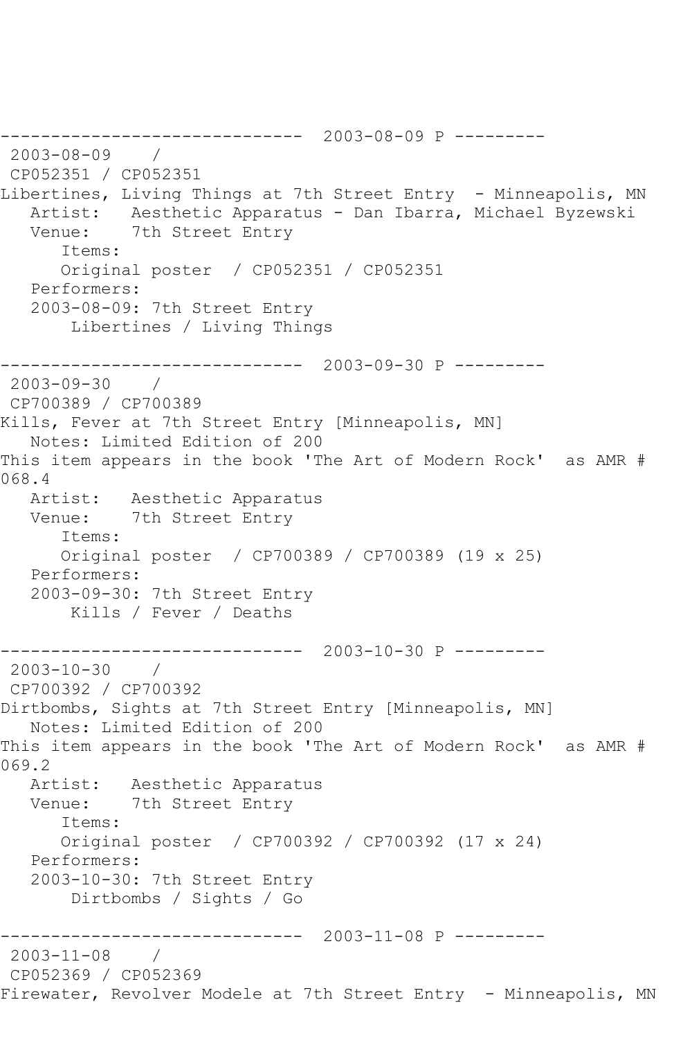```
------------------------------  2003-08-09 P ---------
 2003-08-09    /  
 CP052351 / CP052351
Libertines, Living Things at 7th Street Entry  - Minneapolis, MN
   Artist:   Aesthetic Apparatus - Dan Ibarra, Michael Byzewski
   Venue:    7th Street Entry
      Items:
      Original poster  / CP052351 / CP052351
   Performers:
   2003-08-09: 7th Street Entry
       Libertines / Living Things

------------------------------  2003-09-30 P ---------
 2003-09-30    /  
 CP700389 / CP700389
Kills, Fever at 7th Street Entry [Minneapolis, MN]
   Notes: Limited Edition of 200
This item appears in the book 'The Art of Modern Rock'  as AMR # 
068.4
   Artist:   Aesthetic Apparatus
   Venue:    7th Street Entry
      Items:
      Original poster  / CP700389 / CP700389 (19 x 25)
   Performers:
   2003-09-30: 7th Street Entry
       Kills / Fever / Deaths

------------------------------  2003-10-30 P ---------
 2003-10-30    /  
 CP700392 / CP700392
Dirtbombs, Sights at 7th Street Entry [Minneapolis, MN]
   Notes: Limited Edition of 200
This item appears in the book 'The Art of Modern Rock'  as AMR # 
069.2
   Artist:   Aesthetic Apparatus
   Venue:    7th Street Entry
      Items:
      Original poster  / CP700392 / CP700392 (17 x 24)
   Performers:
   2003-10-30: 7th Street Entry
       Dirtbombs / Sights / Go

------------------------------  2003-11-08 P ---------
 2003-11-08    /  
 CP052369 / CP052369
Firewater, Revolver Modele at 7th Street Entry  - Minneapolis, MN
```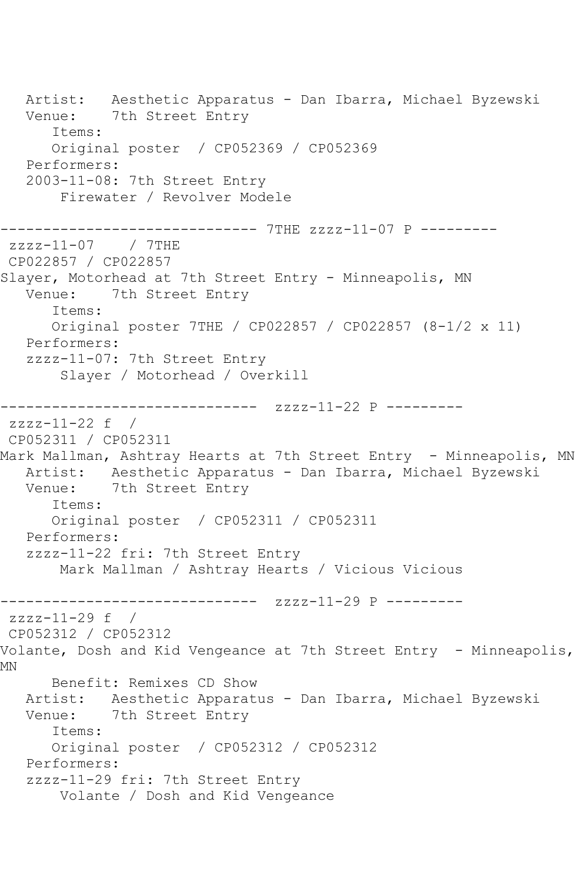```
   Artist:   Aesthetic Apparatus - Dan Ibarra, Michael Byzewski
   Venue:    7th Street Entry
      Items:
      Original poster  / CP052369 / CP052369
   Performers:
   2003-11-08: 7th Street Entry
       Firewater / Revolver Modele

------------------------------ 7THE zzzz-11-07 P ---------
 zzzz-11-07    / 7THE
 CP022857 / CP022857
Slayer, Motorhead at 7th Street Entry - Minneapolis, MN
   Venue:    7th Street Entry
      Items:
      Original poster 7THE / CP022857 / CP022857 (8-1/2 x 11)
   Performers:
   zzzz-11-07: 7th Street Entry
       Slayer / Motorhead / Overkill

------------------------------  zzzz-11-22 P ---------
 zzzz-11-22 f  /
 CP052311 / CP052311
Mark Mallman, Ashtray Hearts at 7th Street Entry  - Minneapolis, MN
   Artist:   Aesthetic Apparatus - Dan Ibarra, Michael Byzewski
   Venue:    7th Street Entry
      Items:
      Original poster  / CP052311 / CP052311
   Performers:
   zzzz-11-22 fri: 7th Street Entry
       Mark Mallman / Ashtray Hearts / Vicious Vicious

------------------------------  zzzz-11-29 P ---------
 zzzz-11-29 f  /
 CP052312 / CP052312
Volante, Dosh and Kid Vengeance at 7th Street Entry  - Minneapolis,
MN
      Benefit: Remixes CD Show
   Artist:   Aesthetic Apparatus - Dan Ibarra, Michael Byzewski
   Venue:    7th Street Entry
      Items:
      Original poster  / CP052312 / CP052312
   Performers:
   zzzz-11-29 fri: 7th Street Entry
       Volante / Dosh and Kid Vengeance
```